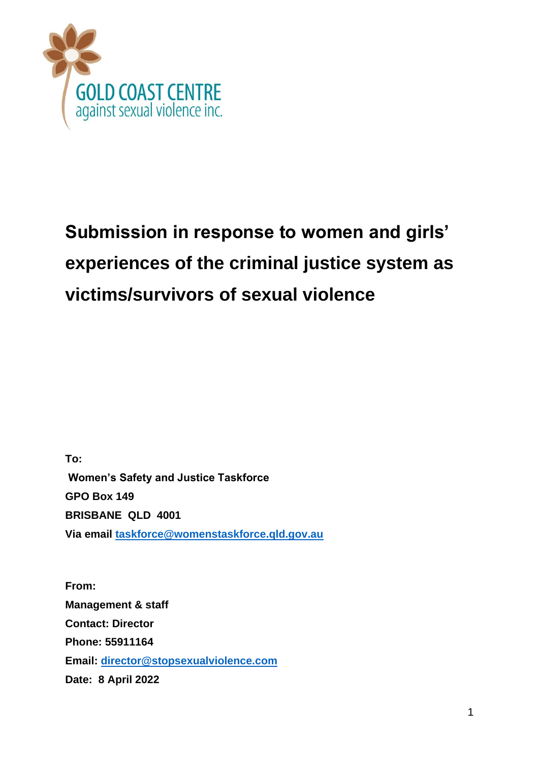GOLD COAST CENTRE
against sexual violence inc.

# Submission in response to women and girls' experiences of the criminal justice system as victims/survivors of sexual violence

**To:**
**Women's Safety and Justice Taskforce**
**GPO Box 149**
**BRISBANE QLD 4001**
**Via email [taskforce@womenstaskforce.qld.gov.au](mailto:taskforce@womenstaskforce.qld.gov.au)**

**From:**
**Management & staff**
**Contact: Director**
**Phone: 55911164**
**Email: [director@stopsexualviolence.com](mailto:director@stopsexualviolence.com)**
**Date: 8 April 2022**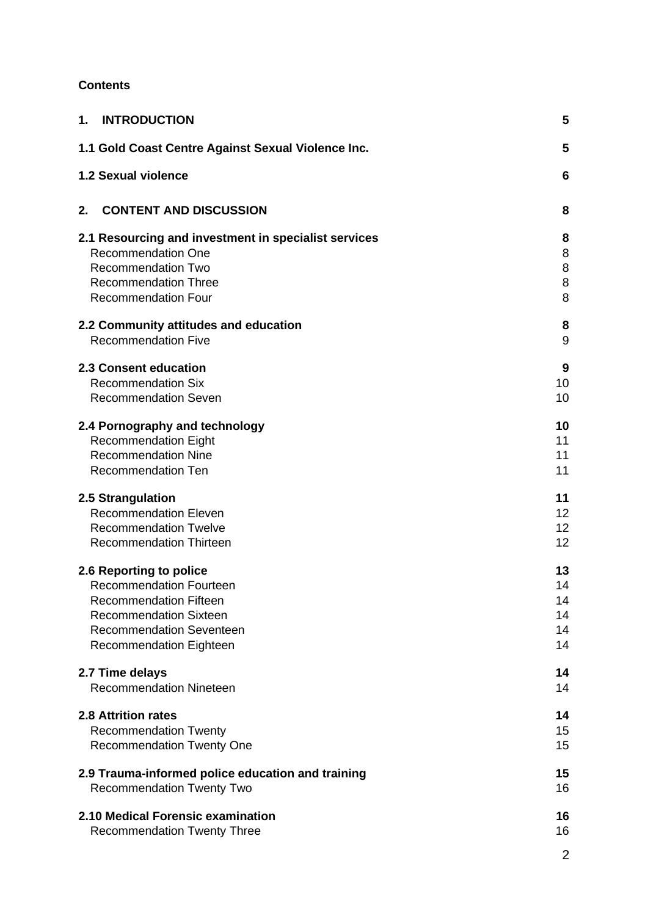**Contents**

| | |
|---|---|
| **1. INTRODUCTION** | **5** |
| **1.1 Gold Coast Centre Against Sexual Violence Inc.** | **5** |
| **1.2 Sexual violence** | **6** |
| **2. CONTENT AND DISCUSSION** | **8** |
| **2.1 Resourcing and investment in specialist services** | **8** |
| Recommendation One | 8 |
| Recommendation Two | 8 |
| Recommendation Three | 8 |
| Recommendation Four | 8 |
| **2.2 Community attitudes and education** | **8** |
| Recommendation Five | 9 |
| **2.3 Consent education** | **9** |
| Recommendation Six | 10 |
| Recommendation Seven | 10 |
| **2.4 Pornography and technology** | **10** |
| Recommendation Eight | 11 |
| Recommendation Nine | 11 |
| Recommendation Ten | 11 |
| **2.5 Strangulation** | **11** |
| Recommendation Eleven | 12 |
| Recommendation Twelve | 12 |
| Recommendation Thirteen | 12 |
| **2.6 Reporting to police** | **13** |
| Recommendation Fourteen | 14 |
| Recommendation Fifteen | 14 |
| Recommendation Sixteen | 14 |
| Recommendation Seventeen | 14 |
| Recommendation Eighteen | 14 |
| **2.7 Time delays** | **14** |
| Recommendation Nineteen | 14 |
| **2.8 Attrition rates** | **14** |
| Recommendation Twenty | 15 |
| Recommendation Twenty One | 15 |
| **2.9 Trauma-informed police education and training** | **15** |
| Recommendation Twenty Two | 16 |
| **2.10 Medical Forensic examination** | **16** |
| Recommendation Twenty Three | 16 |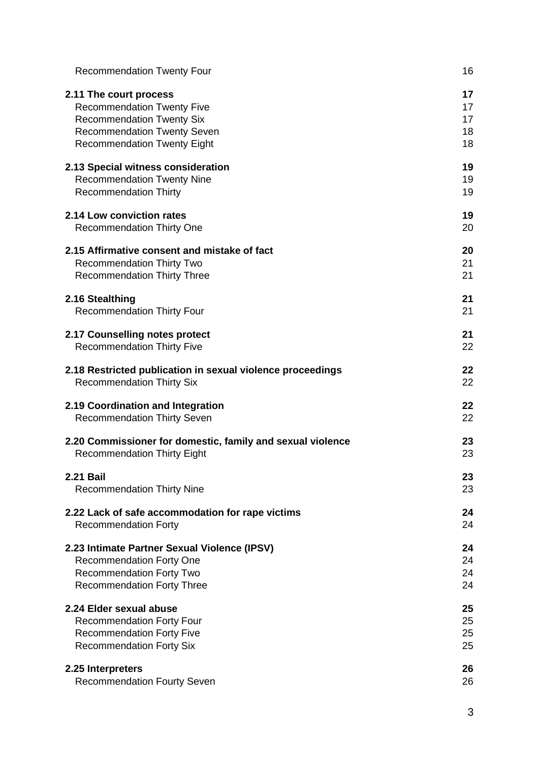| | |
|---|---|
| Recommendation Twenty Four | 16 |
| **2.11 The court process** | **17** |
| Recommendation Twenty Five | 17 |
| Recommendation Twenty Six | 17 |
| Recommendation Twenty Seven | 18 |
| Recommendation Twenty Eight | 18 |
| **2.13 Special witness consideration** | **19** |
| Recommendation Twenty Nine | 19 |
| Recommendation Thirty | 19 |
| **2.14 Low conviction rates** | **19** |
| Recommendation Thirty One | 20 |
| **2.15 Affirmative consent and mistake of fact** | **20** |
| Recommendation Thirty Two | 21 |
| Recommendation Thirty Three | 21 |
| **2.16 Stealthing** | **21** |
| Recommendation Thirty Four | 21 |
| **2.17 Counselling notes protect** | **21** |
| Recommendation Thirty Five | 22 |
| **2.18 Restricted publication in sexual violence proceedings** | **22** |
| Recommendation Thirty Six | 22 |
| **2.19 Coordination and Integration** | **22** |
| Recommendation Thirty Seven | 22 |
| **2.20 Commissioner for domestic, family and sexual violence** | **23** |
| Recommendation Thirty Eight | 23 |
| **2.21 Bail** | **23** |
| Recommendation Thirty Nine | 23 |
| **2.22 Lack of safe accommodation for rape victims** | **24** |
| Recommendation Forty | 24 |
| **2.23 Intimate Partner Sexual Violence (IPSV)** | **24** |
| Recommendation Forty One | 24 |
| Recommendation Forty Two | 24 |
| Recommendation Forty Three | 24 |
| **2.24 Elder sexual abuse** | **25** |
| Recommendation Forty Four | 25 |
| Recommendation Forty Five | 25 |
| Recommendation Forty Six | 25 |
| **2.25 Interpreters** | **26** |
| Recommendation Fourty Seven | 26 |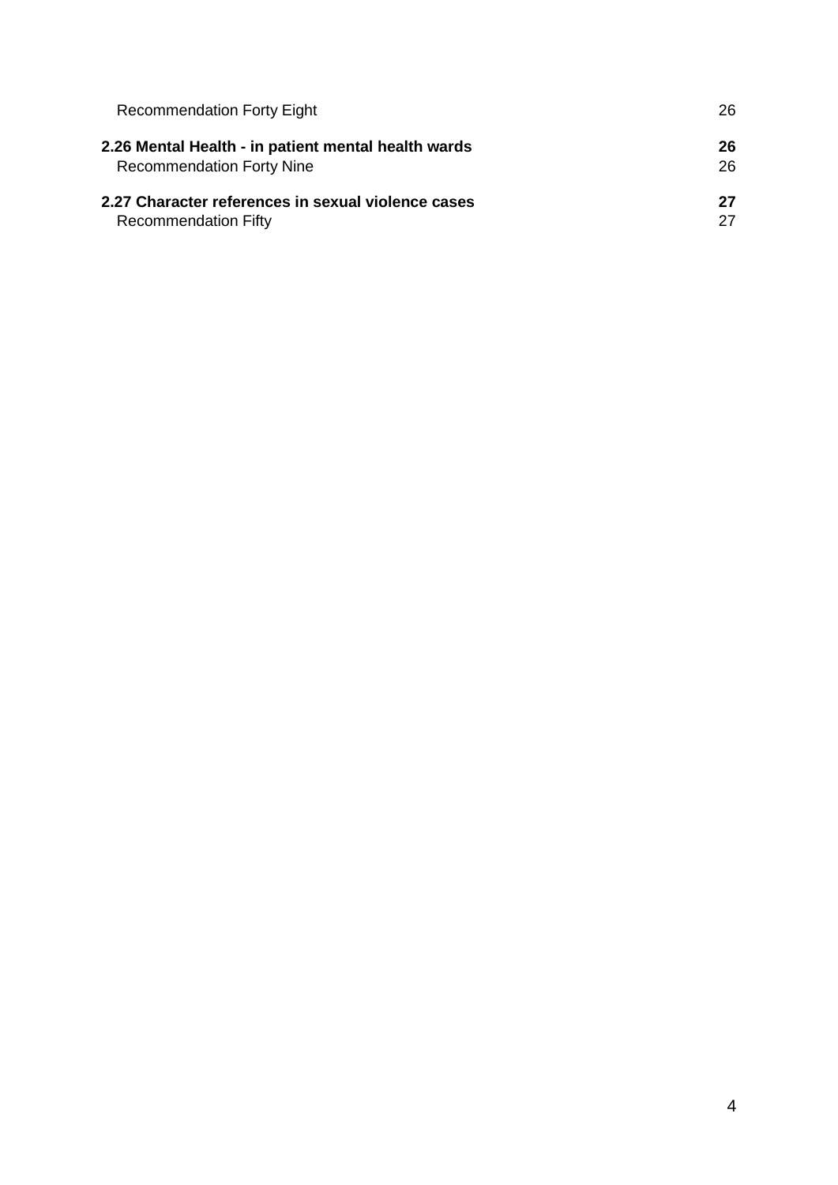Recommendation Forty Eight 26

**2.26 Mental Health - in patient mental health wards** **26**
Recommendation Forty Nine 26

**2.27 Character references in sexual violence cases** **27**
Recommendation Fifty 27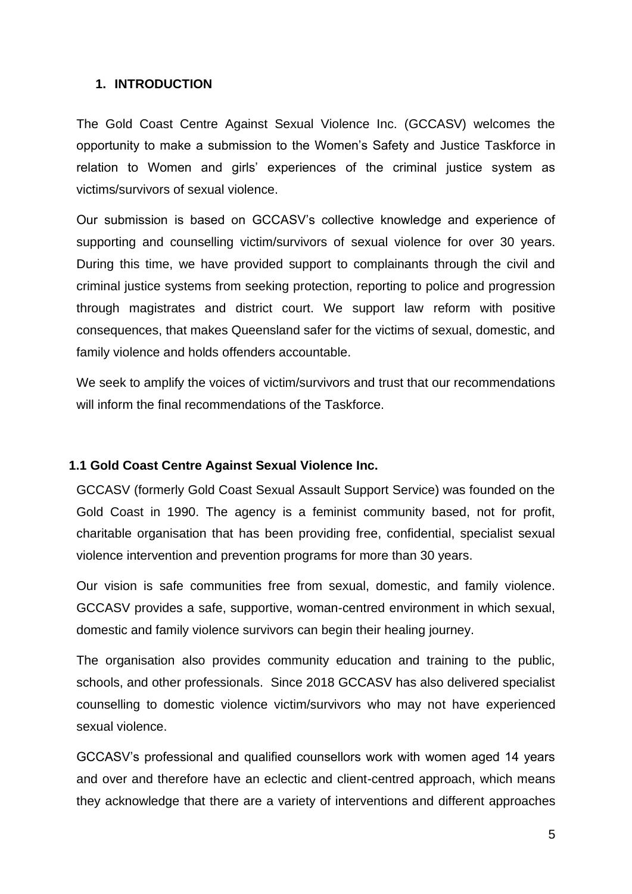## 1. INTRODUCTION

The Gold Coast Centre Against Sexual Violence Inc. (GCCASV) welcomes the opportunity to make a submission to the Women's Safety and Justice Taskforce in relation to Women and girls' experiences of the criminal justice system as victims/survivors of sexual violence.

Our submission is based on GCCASV's collective knowledge and experience of supporting and counselling victim/survivors of sexual violence for over 30 years. During this time, we have provided support to complainants through the civil and criminal justice systems from seeking protection, reporting to police and progression through magistrates and district court. We support law reform with positive consequences, that makes Queensland safer for the victims of sexual, domestic, and family violence and holds offenders accountable.

We seek to amplify the voices of victim/survivors and trust that our recommendations will inform the final recommendations of the Taskforce.

### 1.1 Gold Coast Centre Against Sexual Violence Inc.

GCCASV (formerly Gold Coast Sexual Assault Support Service) was founded on the Gold Coast in 1990. The agency is a feminist community based, not for profit, charitable organisation that has been providing free, confidential, specialist sexual violence intervention and prevention programs for more than 30 years.

Our vision is safe communities free from sexual, domestic, and family violence. GCCASV provides a safe, supportive, woman-centred environment in which sexual, domestic and family violence survivors can begin their healing journey.

The organisation also provides community education and training to the public, schools, and other professionals. Since 2018 GCCASV has also delivered specialist counselling to domestic violence victim/survivors who may not have experienced sexual violence.

GCCASV's professional and qualified counsellors work with women aged 14 years and over and therefore have an eclectic and client-centred approach, which means they acknowledge that there are a variety of interventions and different approaches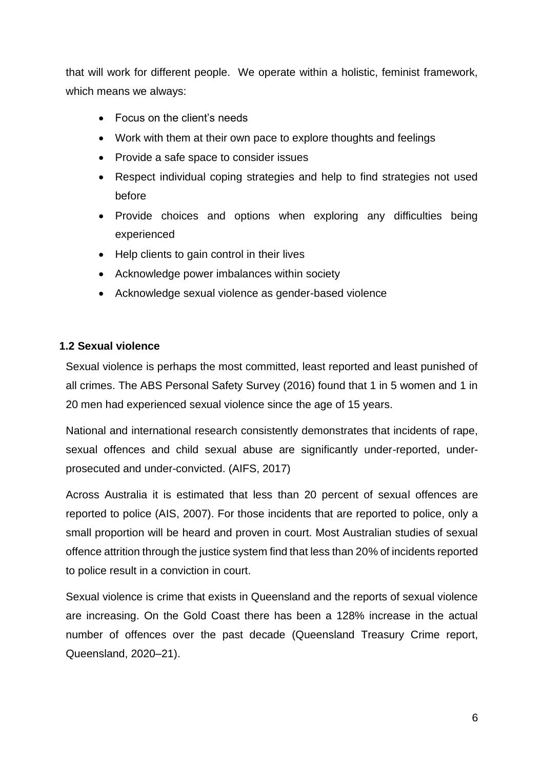that will work for different people. We operate within a holistic, feminist framework, which means we always:

- Focus on the client's needs
- Work with them at their own pace to explore thoughts and feelings
- Provide a safe space to consider issues
- Respect individual coping strategies and help to find strategies not used before
- Provide choices and options when exploring any difficulties being experienced
- Help clients to gain control in their lives
- Acknowledge power imbalances within society
- Acknowledge sexual violence as gender-based violence

### 1.2 Sexual violence

Sexual violence is perhaps the most committed, least reported and least punished of all crimes. The ABS Personal Safety Survey (2016) found that 1 in 5 women and 1 in 20 men had experienced sexual violence since the age of 15 years.

National and international research consistently demonstrates that incidents of rape, sexual offences and child sexual abuse are significantly under-reported, under-prosecuted and under-convicted. (AIFS, 2017)

Across Australia it is estimated that less than 20 percent of sexual offences are reported to police (AIS, 2007). For those incidents that are reported to police, only a small proportion will be heard and proven in court. Most Australian studies of sexual offence attrition through the justice system find that less than 20% of incidents reported to police result in a conviction in court.

Sexual violence is crime that exists in Queensland and the reports of sexual violence are increasing. On the Gold Coast there has been a 128% increase in the actual number of offences over the past decade (Queensland Treasury Crime report, Queensland, 2020–21).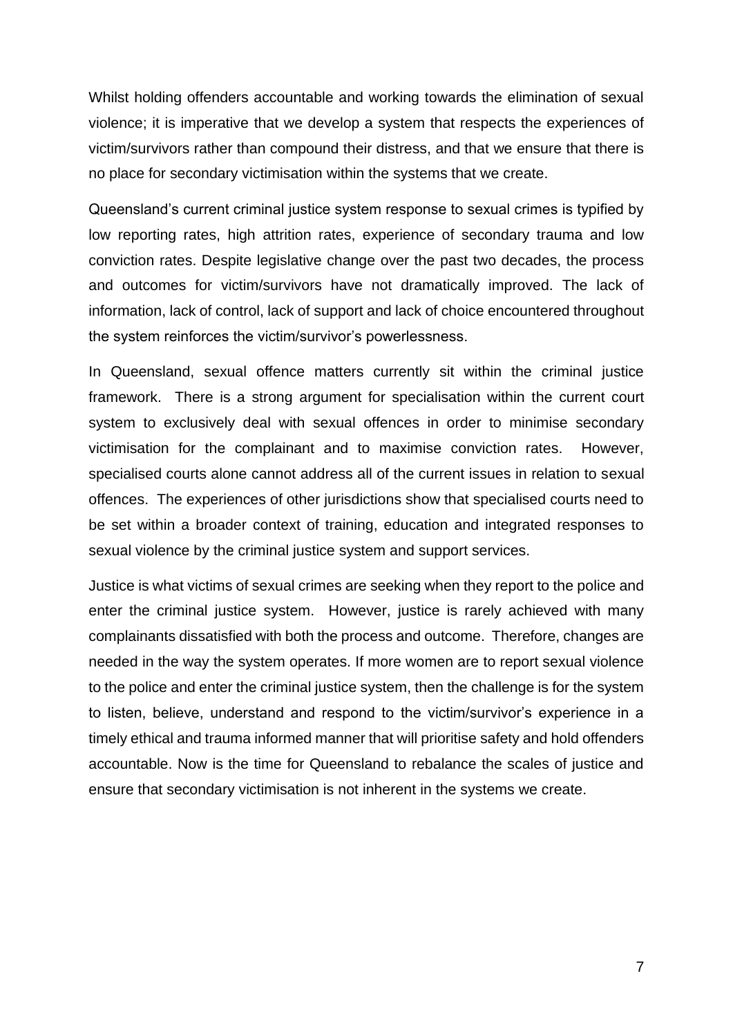Whilst holding offenders accountable and working towards the elimination of sexual violence; it is imperative that we develop a system that respects the experiences of victim/survivors rather than compound their distress, and that we ensure that there is no place for secondary victimisation within the systems that we create.

Queensland's current criminal justice system response to sexual crimes is typified by low reporting rates, high attrition rates, experience of secondary trauma and low conviction rates. Despite legislative change over the past two decades, the process and outcomes for victim/survivors have not dramatically improved. The lack of information, lack of control, lack of support and lack of choice encountered throughout the system reinforces the victim/survivor's powerlessness.

In Queensland, sexual offence matters currently sit within the criminal justice framework. There is a strong argument for specialisation within the current court system to exclusively deal with sexual offences in order to minimise secondary victimisation for the complainant and to maximise conviction rates. However, specialised courts alone cannot address all of the current issues in relation to sexual offences. The experiences of other jurisdictions show that specialised courts need to be set within a broader context of training, education and integrated responses to sexual violence by the criminal justice system and support services.

Justice is what victims of sexual crimes are seeking when they report to the police and enter the criminal justice system. However, justice is rarely achieved with many complainants dissatisfied with both the process and outcome. Therefore, changes are needed in the way the system operates. If more women are to report sexual violence to the police and enter the criminal justice system, then the challenge is for the system to listen, believe, understand and respond to the victim/survivor's experience in a timely ethical and trauma informed manner that will prioritise safety and hold offenders accountable. Now is the time for Queensland to rebalance the scales of justice and ensure that secondary victimisation is not inherent in the systems we create.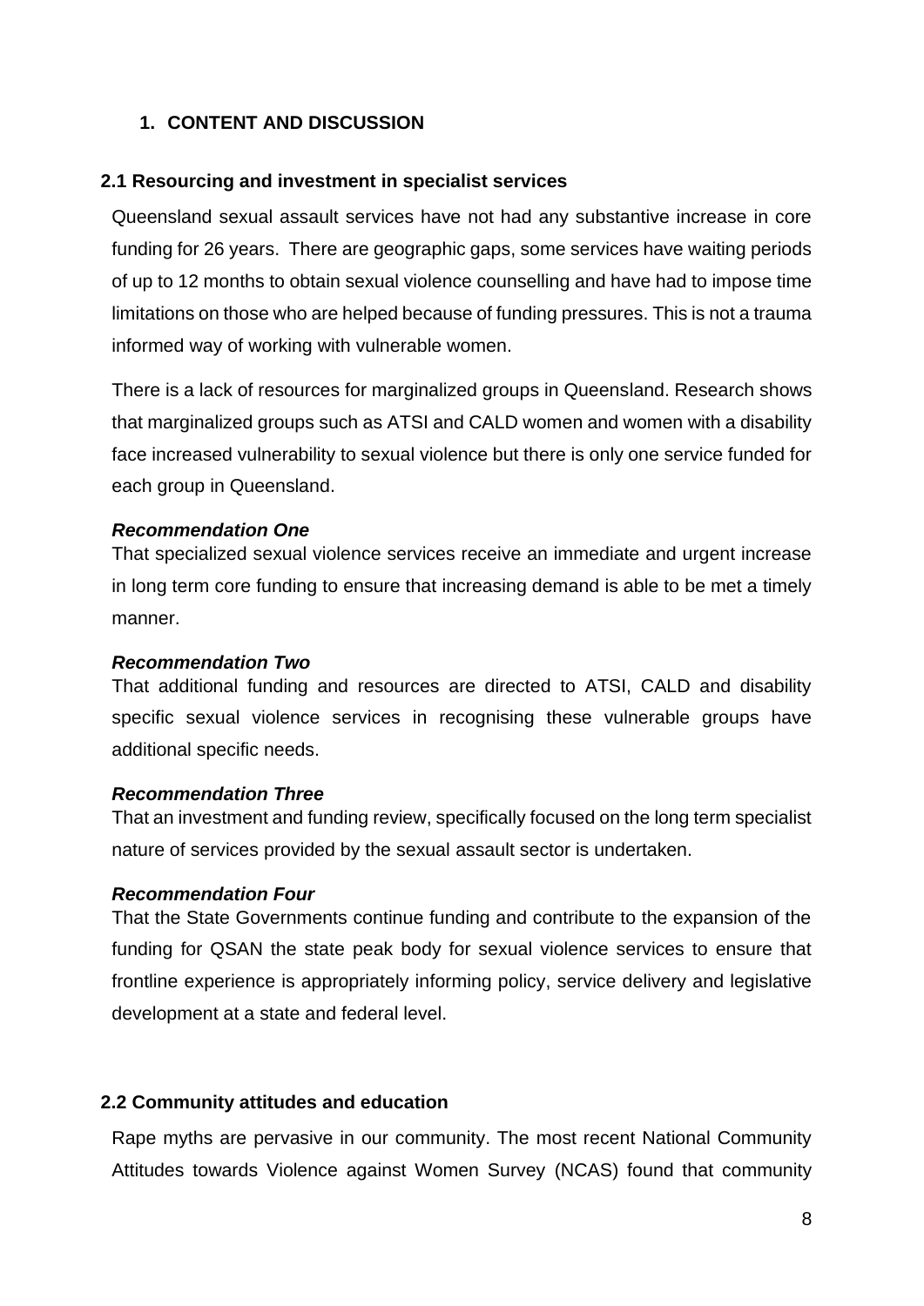## 1. CONTENT AND DISCUSSION

### 2.1 Resourcing and investment in specialist services

Queensland sexual assault services have not had any substantive increase in core funding for 26 years. There are geographic gaps, some services have waiting periods of up to 12 months to obtain sexual violence counselling and have had to impose time limitations on those who are helped because of funding pressures. This is not a trauma informed way of working with vulnerable women.

There is a lack of resources for marginalized groups in Queensland. Research shows that marginalized groups such as ATSI and CALD women and women with a disability face increased vulnerability to sexual violence but there is only one service funded for each group in Queensland.

***Recommendation One***

That specialized sexual violence services receive an immediate and urgent increase in long term core funding to ensure that increasing demand is able to be met a timely manner.

***Recommendation Two***

That additional funding and resources are directed to ATSI, CALD and disability specific sexual violence services in recognising these vulnerable groups have additional specific needs.

***Recommendation Three***

That an investment and funding review, specifically focused on the long term specialist nature of services provided by the sexual assault sector is undertaken.

***Recommendation Four***

That the State Governments continue funding and contribute to the expansion of the funding for QSAN the state peak body for sexual violence services to ensure that frontline experience is appropriately informing policy, service delivery and legislative development at a state and federal level.

### 2.2 Community attitudes and education

Rape myths are pervasive in our community. The most recent National Community Attitudes towards Violence against Women Survey (NCAS) found that community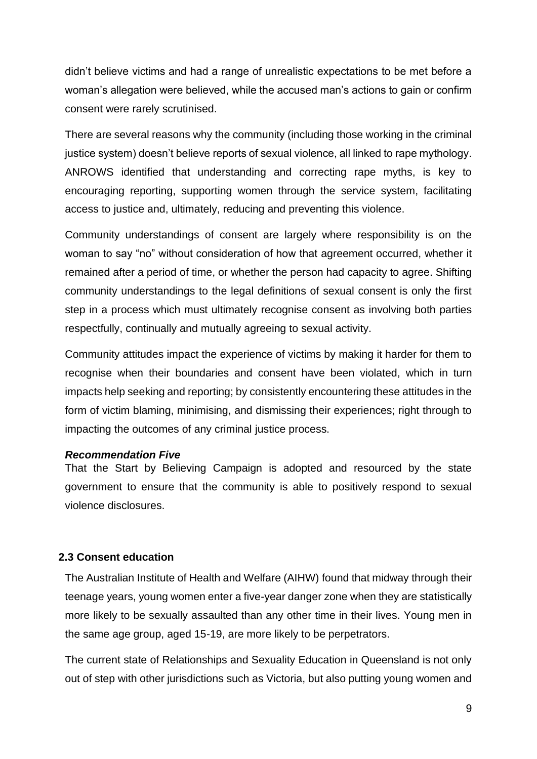didn't believe victims and had a range of unrealistic expectations to be met before a woman's allegation were believed, while the accused man's actions to gain or confirm consent were rarely scrutinised.

There are several reasons why the community (including those working in the criminal justice system) doesn't believe reports of sexual violence, all linked to rape mythology. ANROWS identified that understanding and correcting rape myths, is key to encouraging reporting, supporting women through the service system, facilitating access to justice and, ultimately, reducing and preventing this violence.

Community understandings of consent are largely where responsibility is on the woman to say "no" without consideration of how that agreement occurred, whether it remained after a period of time, or whether the person had capacity to agree. Shifting community understandings to the legal definitions of sexual consent is only the first step in a process which must ultimately recognise consent as involving both parties respectfully, continually and mutually agreeing to sexual activity.

Community attitudes impact the experience of victims by making it harder for them to recognise when their boundaries and consent have been violated, which in turn impacts help seeking and reporting; by consistently encountering these attitudes in the form of victim blaming, minimising, and dismissing their experiences; right through to impacting the outcomes of any criminal justice process.

***Recommendation Five***
That the Start by Believing Campaign is adopted and resourced by the state government to ensure that the community is able to positively respond to sexual violence disclosures.

### 2.3 Consent education

The Australian Institute of Health and Welfare (AIHW) found that midway through their teenage years, young women enter a five-year danger zone when they are statistically more likely to be sexually assaulted than any other time in their lives. Young men in the same age group, aged 15-19, are more likely to be perpetrators.

The current state of Relationships and Sexuality Education in Queensland is not only out of step with other jurisdictions such as Victoria, but also putting young women and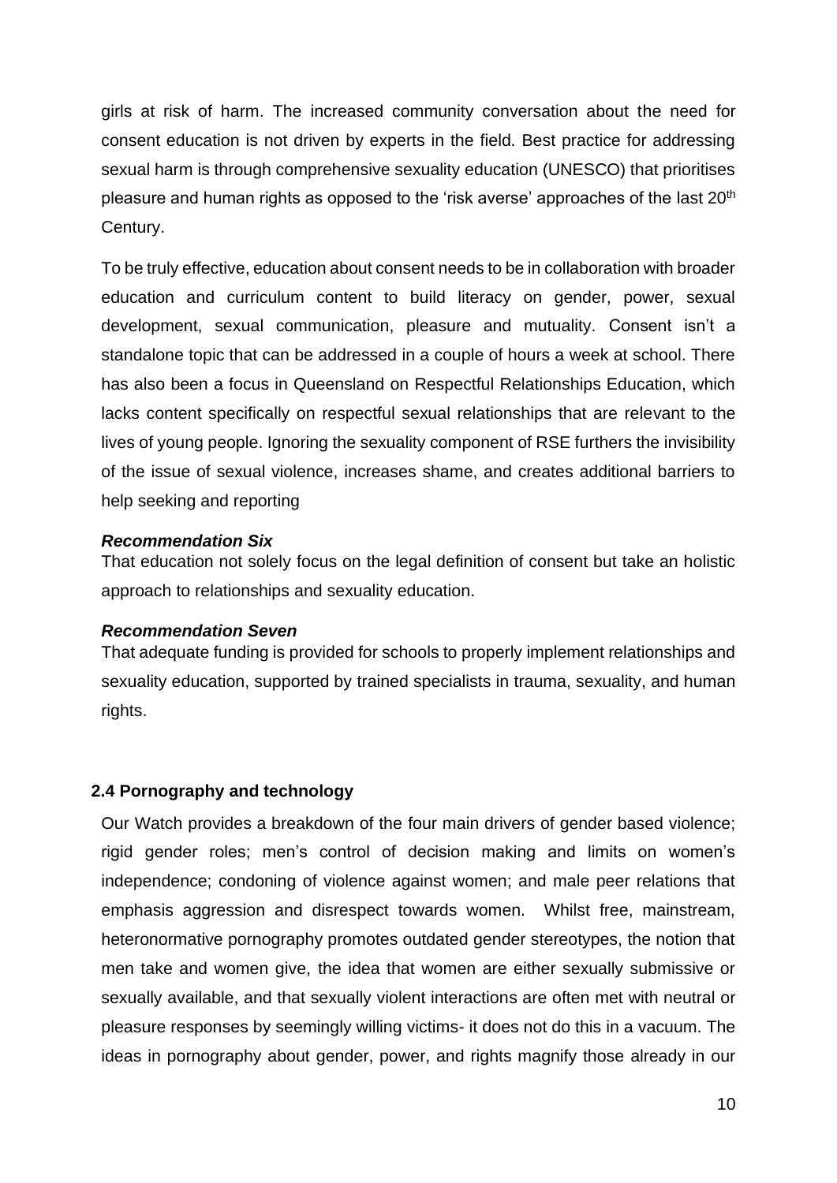girls at risk of harm. The increased community conversation about the need for consent education is not driven by experts in the field. Best practice for addressing sexual harm is through comprehensive sexuality education (UNESCO) that prioritises pleasure and human rights as opposed to the 'risk averse' approaches of the last 20th Century.

To be truly effective, education about consent needs to be in collaboration with broader education and curriculum content to build literacy on gender, power, sexual development, sexual communication, pleasure and mutuality. Consent isn't a standalone topic that can be addressed in a couple of hours a week at school. There has also been a focus in Queensland on Respectful Relationships Education, which lacks content specifically on respectful sexual relationships that are relevant to the lives of young people. Ignoring the sexuality component of RSE furthers the invisibility of the issue of sexual violence, increases shame, and creates additional barriers to help seeking and reporting

***Recommendation Six***

That education not solely focus on the legal definition of consent but take an holistic approach to relationships and sexuality education.

***Recommendation Seven***

That adequate funding is provided for schools to properly implement relationships and sexuality education, supported by trained specialists in trauma, sexuality, and human rights.

### 2.4 Pornography and technology

Our Watch provides a breakdown of the four main drivers of gender based violence; rigid gender roles; men's control of decision making and limits on women's independence; condoning of violence against women; and male peer relations that emphasis aggression and disrespect towards women. Whilst free, mainstream, heteronormative pornography promotes outdated gender stereotypes, the notion that men take and women give, the idea that women are either sexually submissive or sexually available, and that sexually violent interactions are often met with neutral or pleasure responses by seemingly willing victims- it does not do this in a vacuum. The ideas in pornography about gender, power, and rights magnify those already in our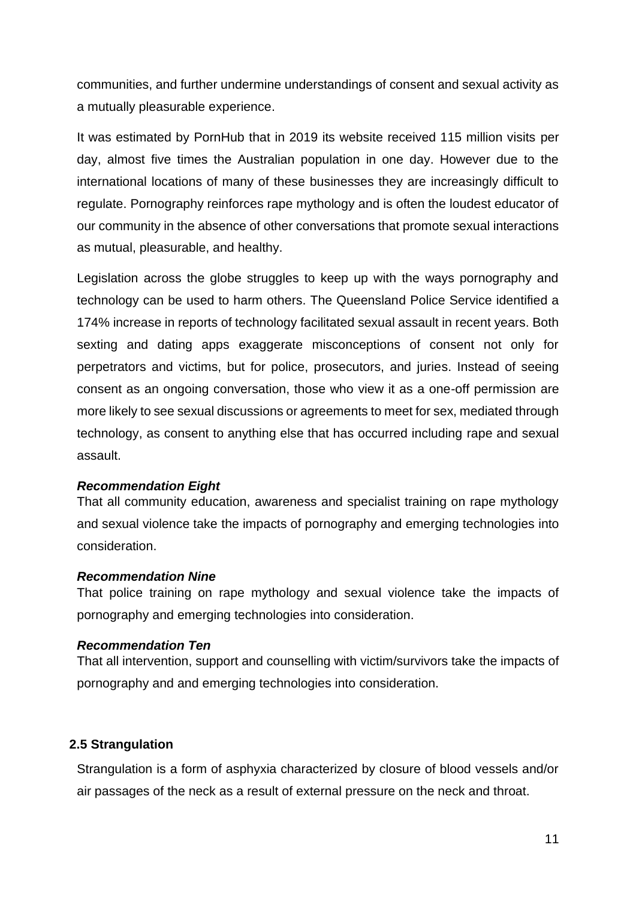communities, and further undermine understandings of consent and sexual activity as a mutually pleasurable experience.

It was estimated by PornHub that in 2019 its website received 115 million visits per day, almost five times the Australian population in one day. However due to the international locations of many of these businesses they are increasingly difficult to regulate. Pornography reinforces rape mythology and is often the loudest educator of our community in the absence of other conversations that promote sexual interactions as mutual, pleasurable, and healthy.

Legislation across the globe struggles to keep up with the ways pornography and technology can be used to harm others. The Queensland Police Service identified a 174% increase in reports of technology facilitated sexual assault in recent years. Both sexting and dating apps exaggerate misconceptions of consent not only for perpetrators and victims, but for police, prosecutors, and juries. Instead of seeing consent as an ongoing conversation, those who view it as a one-off permission are more likely to see sexual discussions or agreements to meet for sex, mediated through technology, as consent to anything else that has occurred including rape and sexual assault.

***Recommendation Eight***
That all community education, awareness and specialist training on rape mythology and sexual violence take the impacts of pornography and emerging technologies into consideration.

***Recommendation Nine***
That police training on rape mythology and sexual violence take the impacts of pornography and emerging technologies into consideration.

***Recommendation Ten***
That all intervention, support and counselling with victim/survivors take the impacts of pornography and and emerging technologies into consideration.

## 2.5 Strangulation

Strangulation is a form of asphyxia characterized by closure of blood vessels and/or air passages of the neck as a result of external pressure on the neck and throat.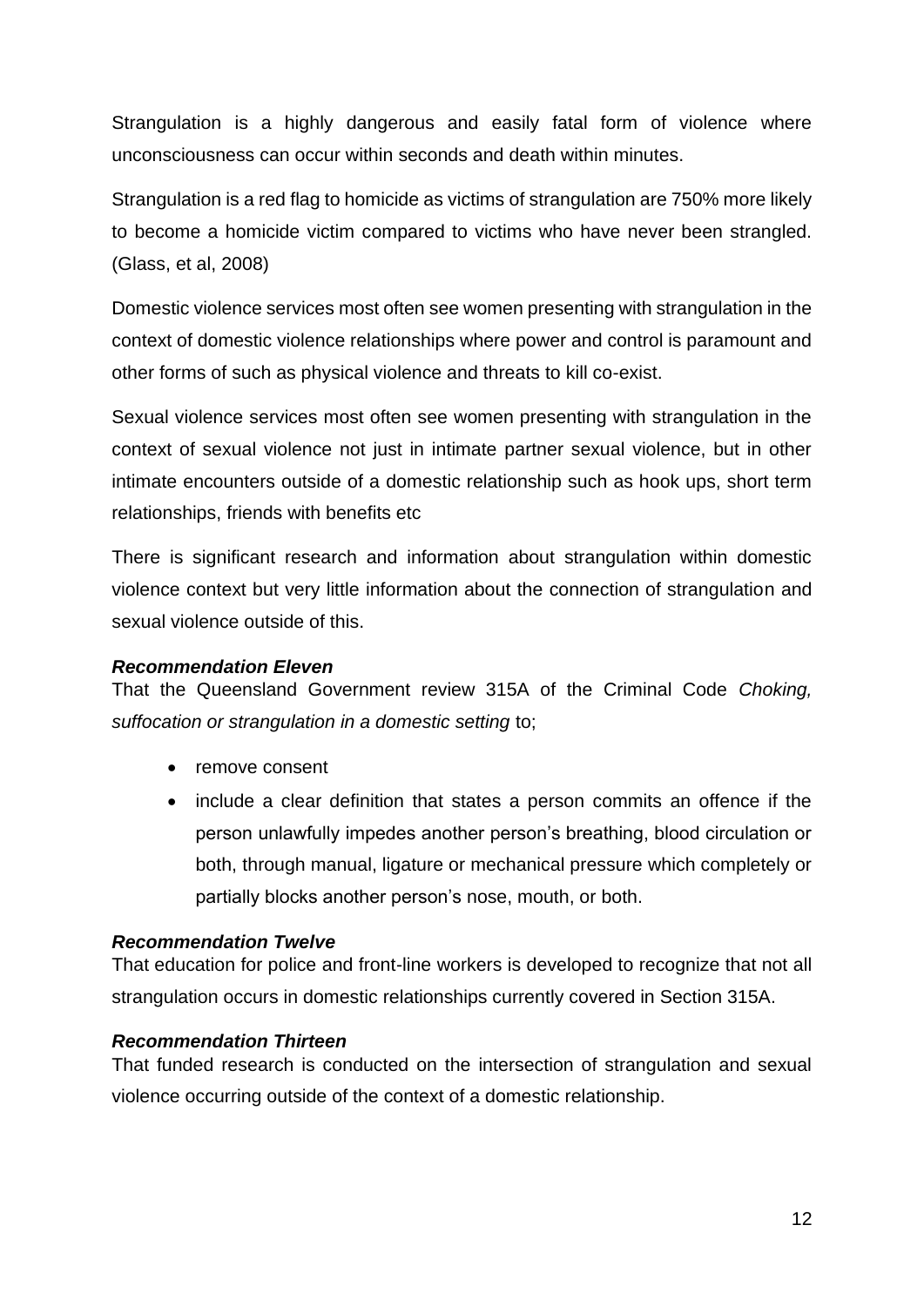Strangulation is a highly dangerous and easily fatal form of violence where unconsciousness can occur within seconds and death within minutes.

Strangulation is a red flag to homicide as victims of strangulation are 750% more likely to become a homicide victim compared to victims who have never been strangled. (Glass, et al, 2008)

Domestic violence services most often see women presenting with strangulation in the context of domestic violence relationships where power and control is paramount and other forms of such as physical violence and threats to kill co-exist.

Sexual violence services most often see women presenting with strangulation in the context of sexual violence not just in intimate partner sexual violence, but in other intimate encounters outside of a domestic relationship such as hook ups, short term relationships, friends with benefits etc

There is significant research and information about strangulation within domestic violence context but very little information about the connection of strangulation and sexual violence outside of this.

***Recommendation Eleven***

That the Queensland Government review 315A of the Criminal Code *Choking, suffocation or strangulation in a domestic setting* to;

- remove consent
- include a clear definition that states a person commits an offence if the person unlawfully impedes another person's breathing, blood circulation or both, through manual, ligature or mechanical pressure which completely or partially blocks another person's nose, mouth, or both.

***Recommendation Twelve***

That education for police and front-line workers is developed to recognize that not all strangulation occurs in domestic relationships currently covered in Section 315A.

***Recommendation Thirteen***

That funded research is conducted on the intersection of strangulation and sexual violence occurring outside of the context of a domestic relationship.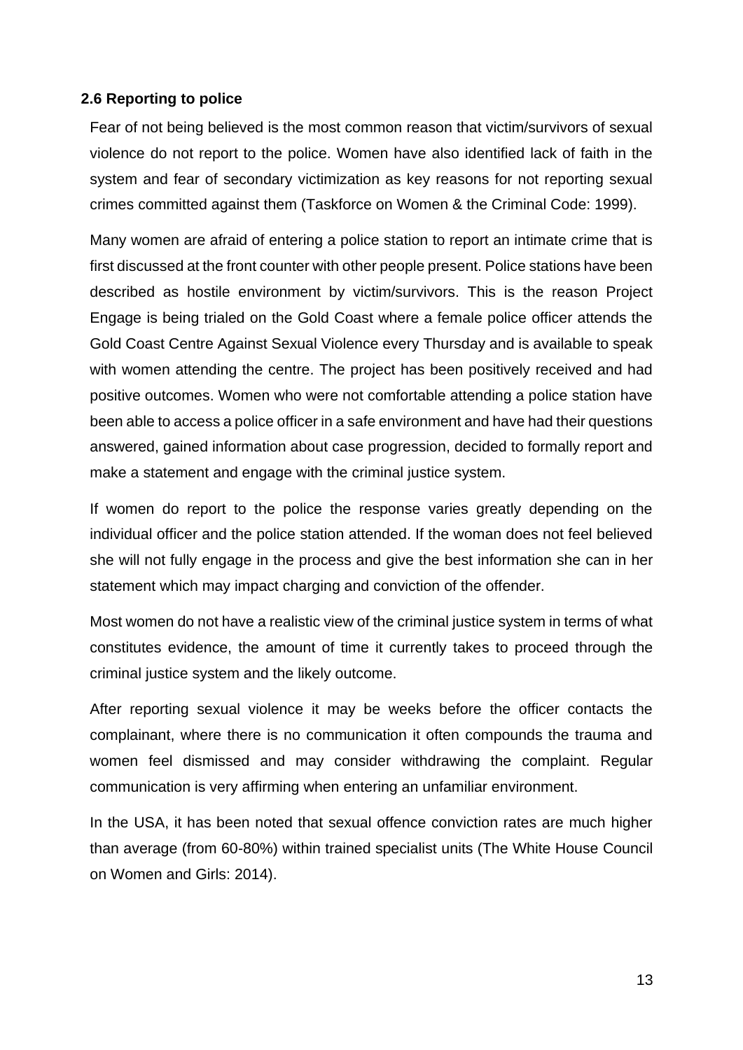### 2.6 Reporting to police

Fear of not being believed is the most common reason that victim/survivors of sexual violence do not report to the police. Women have also identified lack of faith in the system and fear of secondary victimization as key reasons for not reporting sexual crimes committed against them (Taskforce on Women & the Criminal Code: 1999).

Many women are afraid of entering a police station to report an intimate crime that is first discussed at the front counter with other people present. Police stations have been described as hostile environment by victim/survivors. This is the reason Project Engage is being trialed on the Gold Coast where a female police officer attends the Gold Coast Centre Against Sexual Violence every Thursday and is available to speak with women attending the centre. The project has been positively received and had positive outcomes. Women who were not comfortable attending a police station have been able to access a police officer in a safe environment and have had their questions answered, gained information about case progression, decided to formally report and make a statement and engage with the criminal justice system.

If women do report to the police the response varies greatly depending on the individual officer and the police station attended. If the woman does not feel believed she will not fully engage in the process and give the best information she can in her statement which may impact charging and conviction of the offender.

Most women do not have a realistic view of the criminal justice system in terms of what constitutes evidence, the amount of time it currently takes to proceed through the criminal justice system and the likely outcome.

After reporting sexual violence it may be weeks before the officer contacts the complainant, where there is no communication it often compounds the trauma and women feel dismissed and may consider withdrawing the complaint. Regular communication is very affirming when entering an unfamiliar environment.

In the USA, it has been noted that sexual offence conviction rates are much higher than average (from 60-80%) within trained specialist units (The White House Council on Women and Girls: 2014).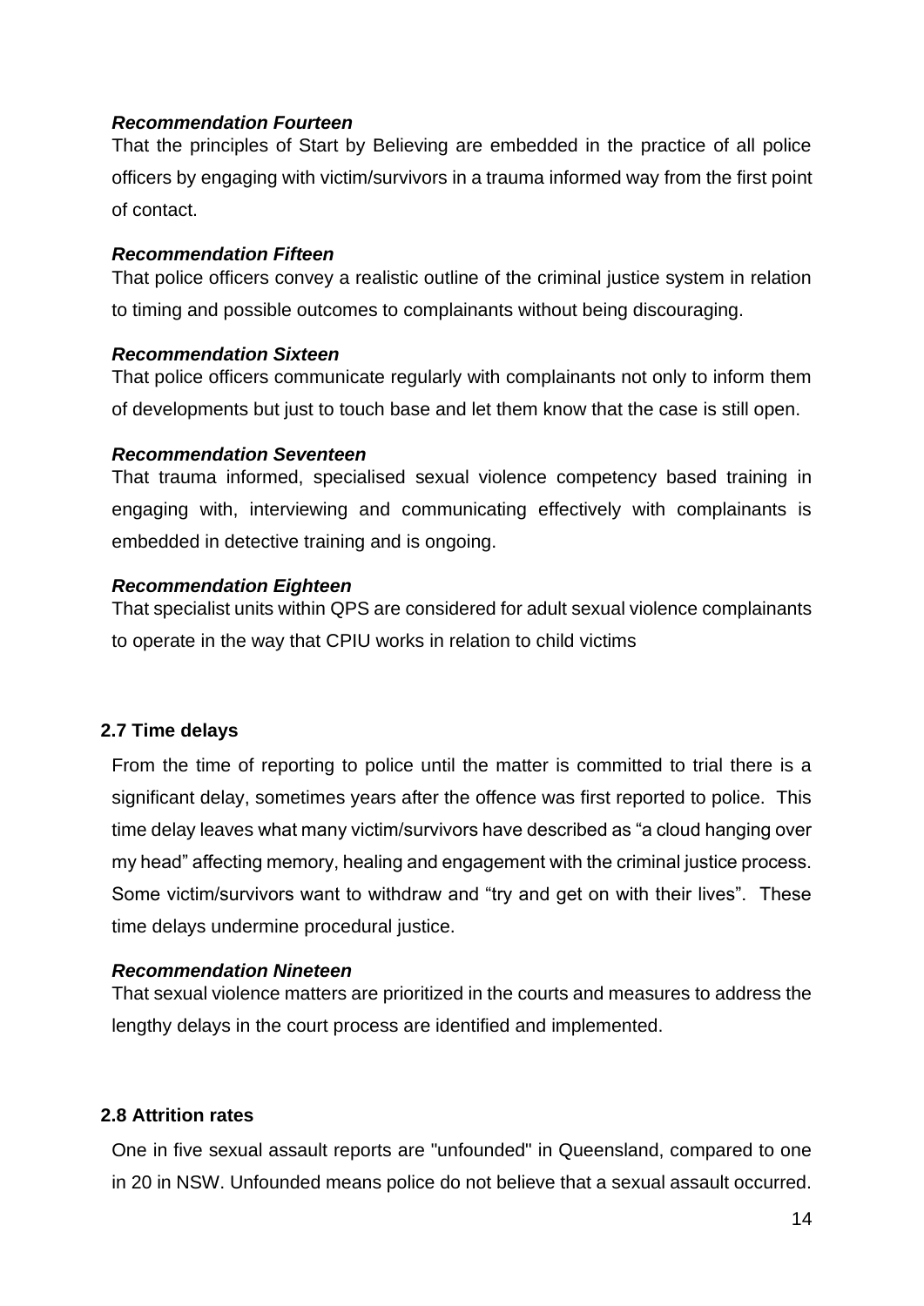***Recommendation Fourteen***

That the principles of Start by Believing are embedded in the practice of all police officers by engaging with victim/survivors in a trauma informed way from the first point of contact.

***Recommendation Fifteen***

That police officers convey a realistic outline of the criminal justice system in relation to timing and possible outcomes to complainants without being discouraging.

***Recommendation Sixteen***

That police officers communicate regularly with complainants not only to inform them of developments but just to touch base and let them know that the case is still open.

***Recommendation Seventeen***

That trauma informed, specialised sexual violence competency based training in engaging with, interviewing and communicating effectively with complainants is embedded in detective training and is ongoing.

***Recommendation Eighteen***

That specialist units within QPS are considered for adult sexual violence complainants to operate in the way that CPIU works in relation to child victims

## 2.7 Time delays

From the time of reporting to police until the matter is committed to trial there is a significant delay, sometimes years after the offence was first reported to police. This time delay leaves what many victim/survivors have described as "a cloud hanging over my head" affecting memory, healing and engagement with the criminal justice process. Some victim/survivors want to withdraw and "try and get on with their lives". These time delays undermine procedural justice.

***Recommendation Nineteen***

That sexual violence matters are prioritized in the courts and measures to address the lengthy delays in the court process are identified and implemented.

## 2.8 Attrition rates

One in five sexual assault reports are "unfounded" in Queensland, compared to one in 20 in NSW. Unfounded means police do not believe that a sexual assault occurred.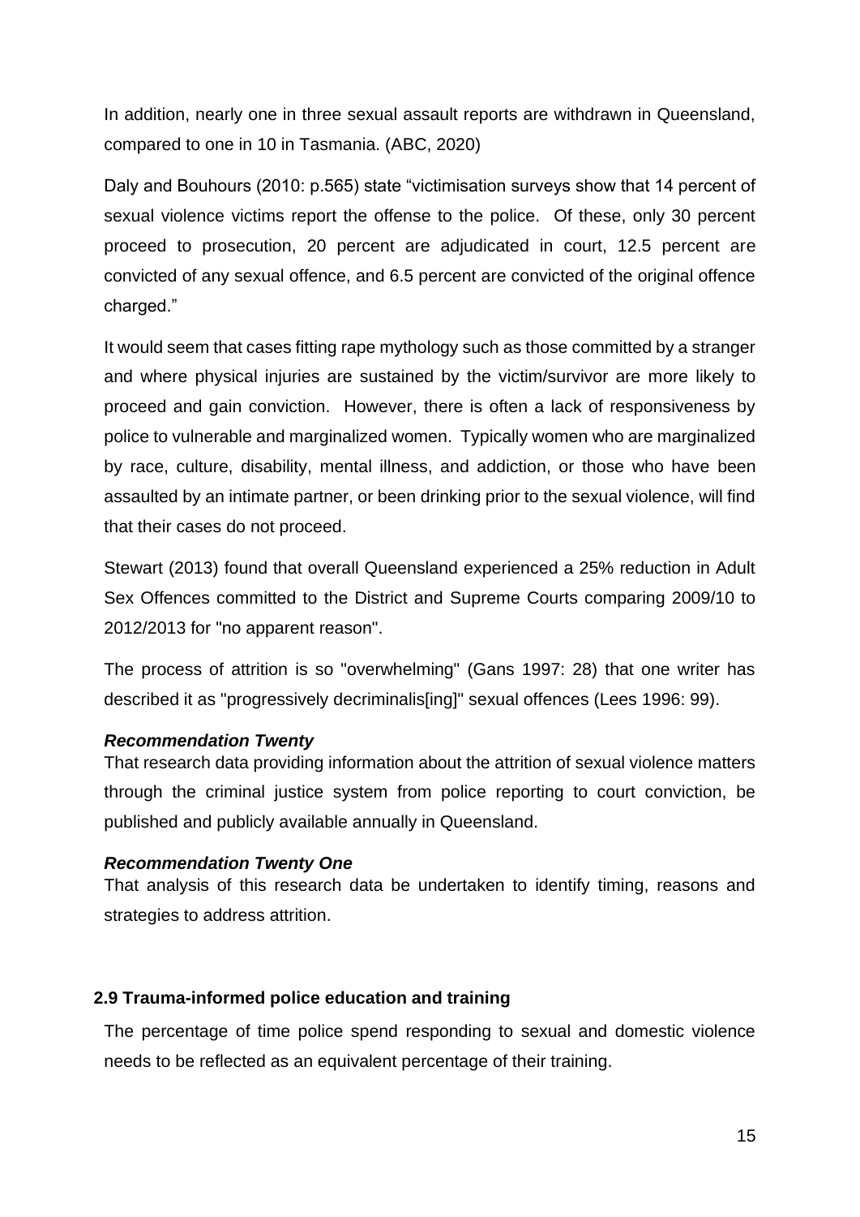In addition, nearly one in three sexual assault reports are withdrawn in Queensland, compared to one in 10 in Tasmania. (ABC, 2020)

Daly and Bouhours (2010: p.565) state "victimisation surveys show that 14 percent of sexual violence victims report the offense to the police. Of these, only 30 percent proceed to prosecution, 20 percent are adjudicated in court, 12.5 percent are convicted of any sexual offence, and 6.5 percent are convicted of the original offence charged."

It would seem that cases fitting rape mythology such as those committed by a stranger and where physical injuries are sustained by the victim/survivor are more likely to proceed and gain conviction. However, there is often a lack of responsiveness by police to vulnerable and marginalized women. Typically women who are marginalized by race, culture, disability, mental illness, and addiction, or those who have been assaulted by an intimate partner, or been drinking prior to the sexual violence, will find that their cases do not proceed.

Stewart (2013) found that overall Queensland experienced a 25% reduction in Adult Sex Offences committed to the District and Supreme Courts comparing 2009/10 to 2012/2013 for "no apparent reason".

The process of attrition is so "overwhelming" (Gans 1997: 28) that one writer has described it as "progressively decriminalis[ing]" sexual offences (Lees 1996: 99).

***Recommendation Twenty***

That research data providing information about the attrition of sexual violence matters through the criminal justice system from police reporting to court conviction, be published and publicly available annually in Queensland.

***Recommendation Twenty One***

That analysis of this research data be undertaken to identify timing, reasons and strategies to address attrition.

### 2.9 Trauma-informed police education and training

The percentage of time police spend responding to sexual and domestic violence needs to be reflected as an equivalent percentage of their training.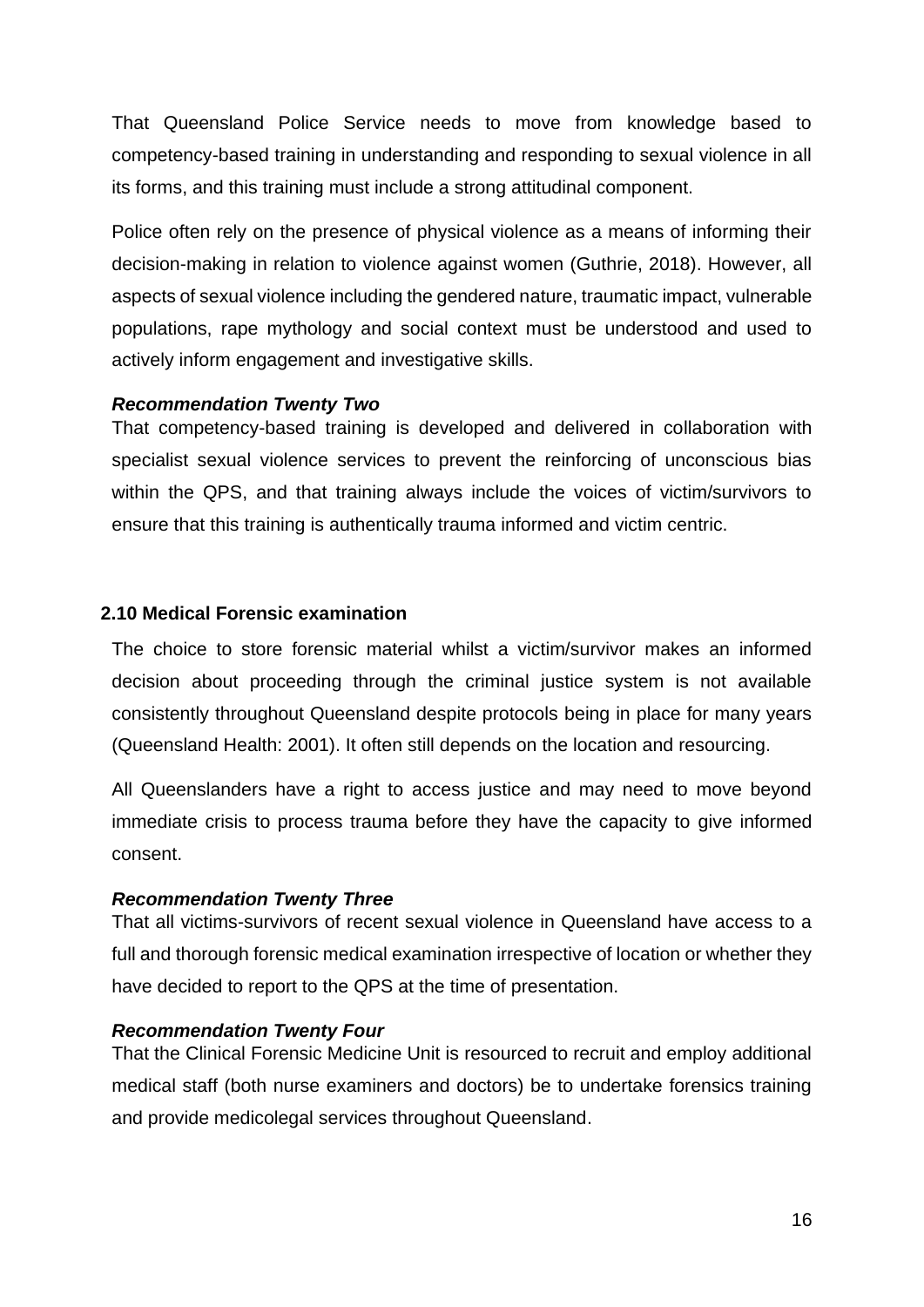That Queensland Police Service needs to move from knowledge based to competency-based training in understanding and responding to sexual violence in all its forms, and this training must include a strong attitudinal component.

Police often rely on the presence of physical violence as a means of informing their decision-making in relation to violence against women (Guthrie, 2018). However, all aspects of sexual violence including the gendered nature, traumatic impact, vulnerable populations, rape mythology and social context must be understood and used to actively inform engagement and investigative skills.

***Recommendation Twenty Two***
That competency-based training is developed and delivered in collaboration with specialist sexual violence services to prevent the reinforcing of unconscious bias within the QPS, and that training always include the voices of victim/survivors to ensure that this training is authentically trauma informed and victim centric.

### 2.10 Medical Forensic examination

The choice to store forensic material whilst a victim/survivor makes an informed decision about proceeding through the criminal justice system is not available consistently throughout Queensland despite protocols being in place for many years (Queensland Health: 2001). It often still depends on the location and resourcing.

All Queenslanders have a right to access justice and may need to move beyond immediate crisis to process trauma before they have the capacity to give informed consent.

***Recommendation Twenty Three***
That all victims-survivors of recent sexual violence in Queensland have access to a full and thorough forensic medical examination irrespective of location or whether they have decided to report to the QPS at the time of presentation.

***Recommendation Twenty Four***
That the Clinical Forensic Medicine Unit is resourced to recruit and employ additional medical staff (both nurse examiners and doctors) be to undertake forensics training and provide medicolegal services throughout Queensland.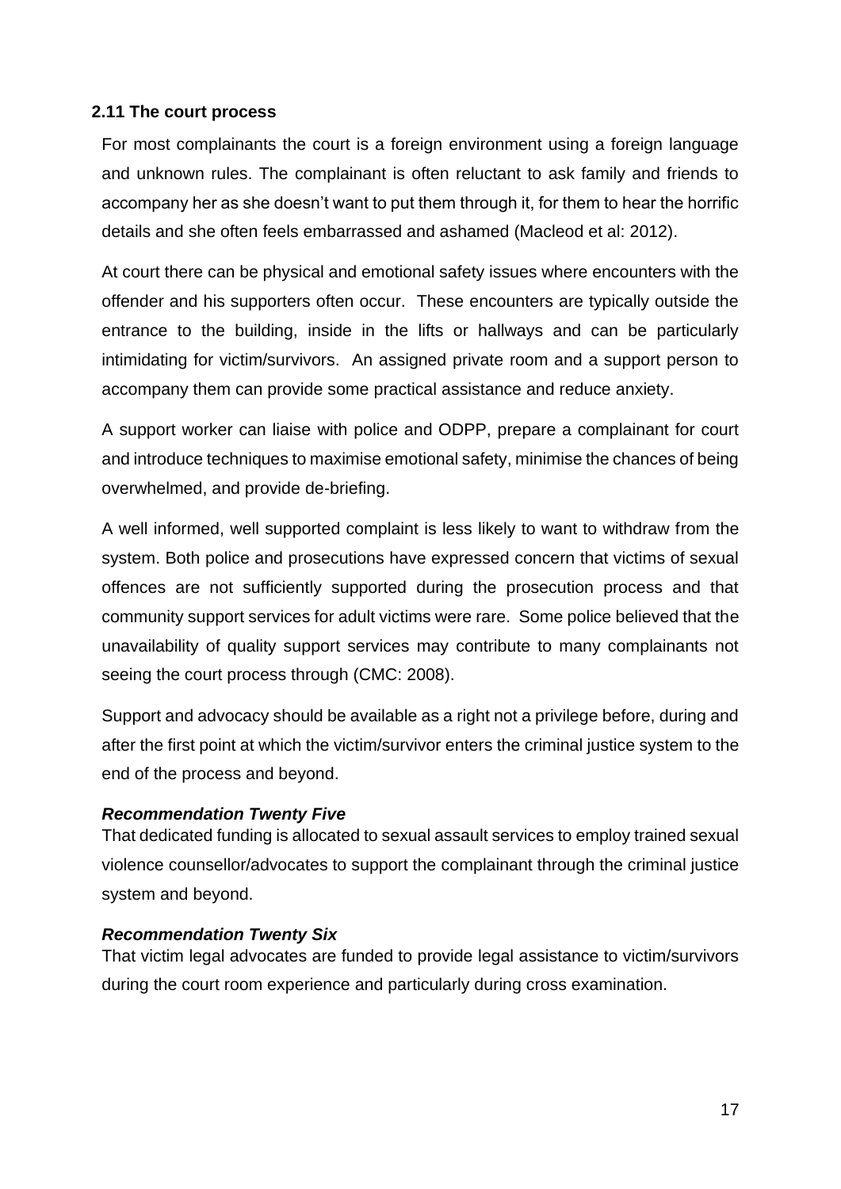### 2.11 The court process

For most complainants the court is a foreign environment using a foreign language and unknown rules. The complainant is often reluctant to ask family and friends to accompany her as she doesn't want to put them through it, for them to hear the horrific details and she often feels embarrassed and ashamed (Macleod et al: 2012).

At court there can be physical and emotional safety issues where encounters with the offender and his supporters often occur. These encounters are typically outside the entrance to the building, inside in the lifts or hallways and can be particularly intimidating for victim/survivors. An assigned private room and a support person to accompany them can provide some practical assistance and reduce anxiety.

A support worker can liaise with police and ODPP, prepare a complainant for court and introduce techniques to maximise emotional safety, minimise the chances of being overwhelmed, and provide de-briefing.

A well informed, well supported complaint is less likely to want to withdraw from the system. Both police and prosecutions have expressed concern that victims of sexual offences are not sufficiently supported during the prosecution process and that community support services for adult victims were rare. Some police believed that the unavailability of quality support services may contribute to many complainants not seeing the court process through (CMC: 2008).

Support and advocacy should be available as a right not a privilege before, during and after the first point at which the victim/survivor enters the criminal justice system to the end of the process and beyond.

***Recommendation Twenty Five***

That dedicated funding is allocated to sexual assault services to employ trained sexual violence counsellor/advocates to support the complainant through the criminal justice system and beyond.

***Recommendation Twenty Six***

That victim legal advocates are funded to provide legal assistance to victim/survivors during the court room experience and particularly during cross examination.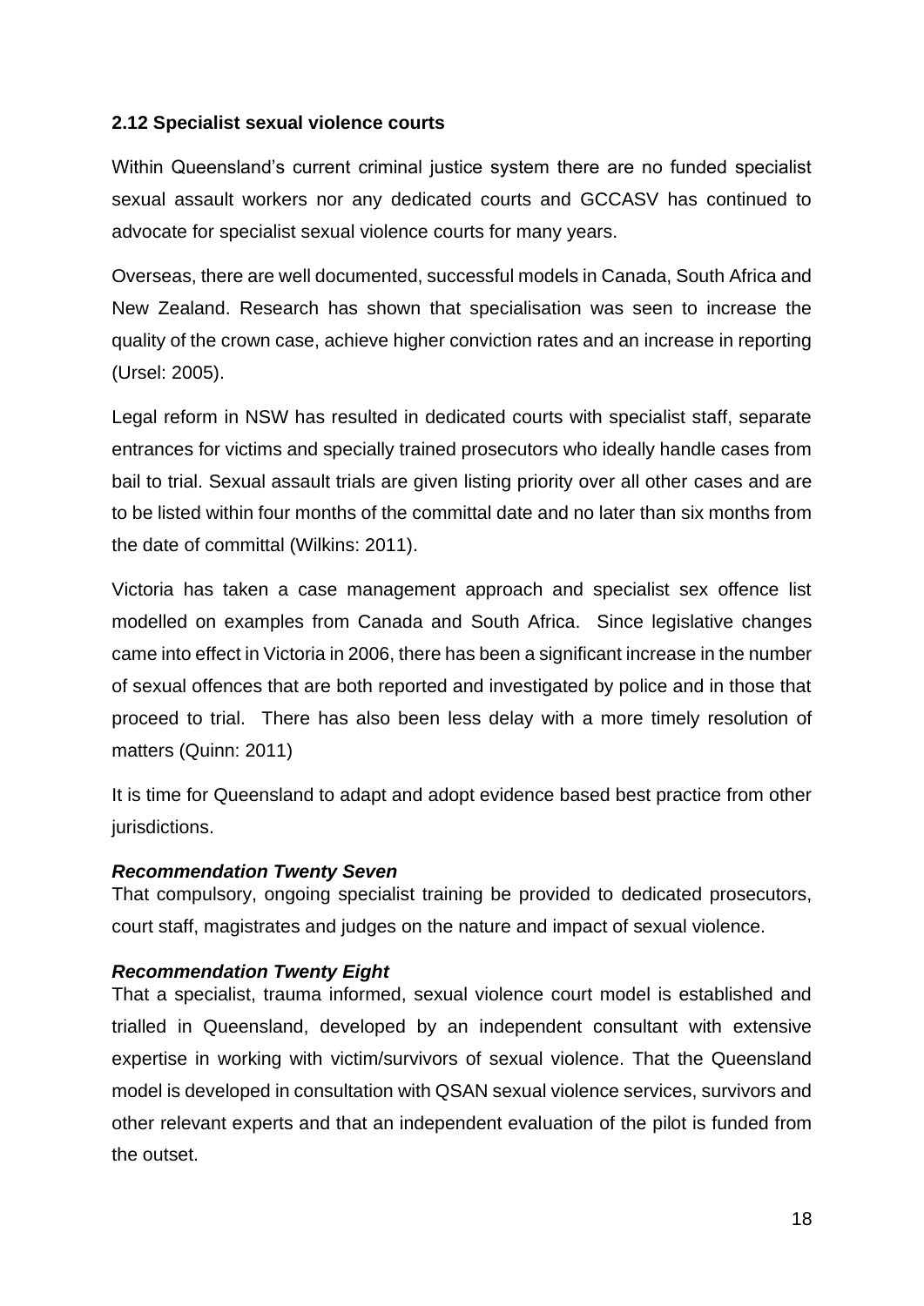### 2.12 Specialist sexual violence courts

Within Queensland's current criminal justice system there are no funded specialist sexual assault workers nor any dedicated courts and GCCASV has continued to advocate for specialist sexual violence courts for many years.

Overseas, there are well documented, successful models in Canada, South Africa and New Zealand. Research has shown that specialisation was seen to increase the quality of the crown case, achieve higher conviction rates and an increase in reporting (Ursel: 2005).

Legal reform in NSW has resulted in dedicated courts with specialist staff, separate entrances for victims and specially trained prosecutors who ideally handle cases from bail to trial. Sexual assault trials are given listing priority over all other cases and are to be listed within four months of the committal date and no later than six months from the date of committal (Wilkins: 2011).

Victoria has taken a case management approach and specialist sex offence list modelled on examples from Canada and South Africa. Since legislative changes came into effect in Victoria in 2006, there has been a significant increase in the number of sexual offences that are both reported and investigated by police and in those that proceed to trial. There has also been less delay with a more timely resolution of matters (Quinn: 2011)

It is time for Queensland to adapt and adopt evidence based best practice from other jurisdictions.

***Recommendation Twenty Seven***
That compulsory, ongoing specialist training be provided to dedicated prosecutors, court staff, magistrates and judges on the nature and impact of sexual violence.

***Recommendation Twenty Eight***
That a specialist, trauma informed, sexual violence court model is established and trialled in Queensland, developed by an independent consultant with extensive expertise in working with victim/survivors of sexual violence. That the Queensland model is developed in consultation with QSAN sexual violence services, survivors and other relevant experts and that an independent evaluation of the pilot is funded from the outset.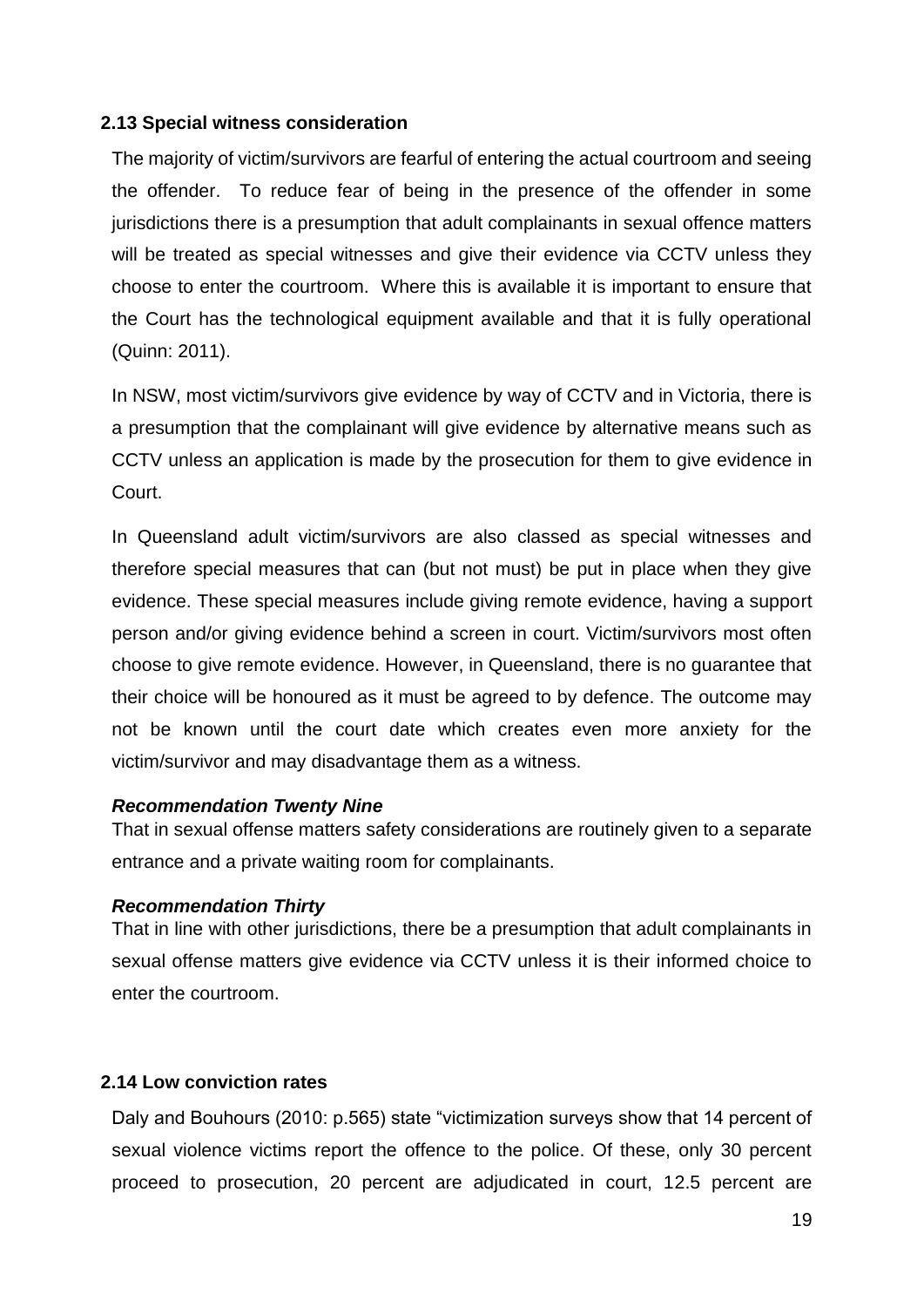### 2.13 Special witness consideration

The majority of victim/survivors are fearful of entering the actual courtroom and seeing the offender. To reduce fear of being in the presence of the offender in some jurisdictions there is a presumption that adult complainants in sexual offence matters will be treated as special witnesses and give their evidence via CCTV unless they choose to enter the courtroom. Where this is available it is important to ensure that the Court has the technological equipment available and that it is fully operational (Quinn: 2011).

In NSW, most victim/survivors give evidence by way of CCTV and in Victoria, there is a presumption that the complainant will give evidence by alternative means such as CCTV unless an application is made by the prosecution for them to give evidence in Court.

In Queensland adult victim/survivors are also classed as special witnesses and therefore special measures that can (but not must) be put in place when they give evidence. These special measures include giving remote evidence, having a support person and/or giving evidence behind a screen in court. Victim/survivors most often choose to give remote evidence. However, in Queensland, there is no guarantee that their choice will be honoured as it must be agreed to by defence. The outcome may not be known until the court date which creates even more anxiety for the victim/survivor and may disadvantage them as a witness.

***Recommendation Twenty Nine***
That in sexual offense matters safety considerations are routinely given to a separate entrance and a private waiting room for complainants.

***Recommendation Thirty***
That in line with other jurisdictions, there be a presumption that adult complainants in sexual offense matters give evidence via CCTV unless it is their informed choice to enter the courtroom.

### 2.14 Low conviction rates

Daly and Bouhours (2010: p.565) state "victimization surveys show that 14 percent of sexual violence victims report the offence to the police. Of these, only 30 percent proceed to prosecution, 20 percent are adjudicated in court, 12.5 percent are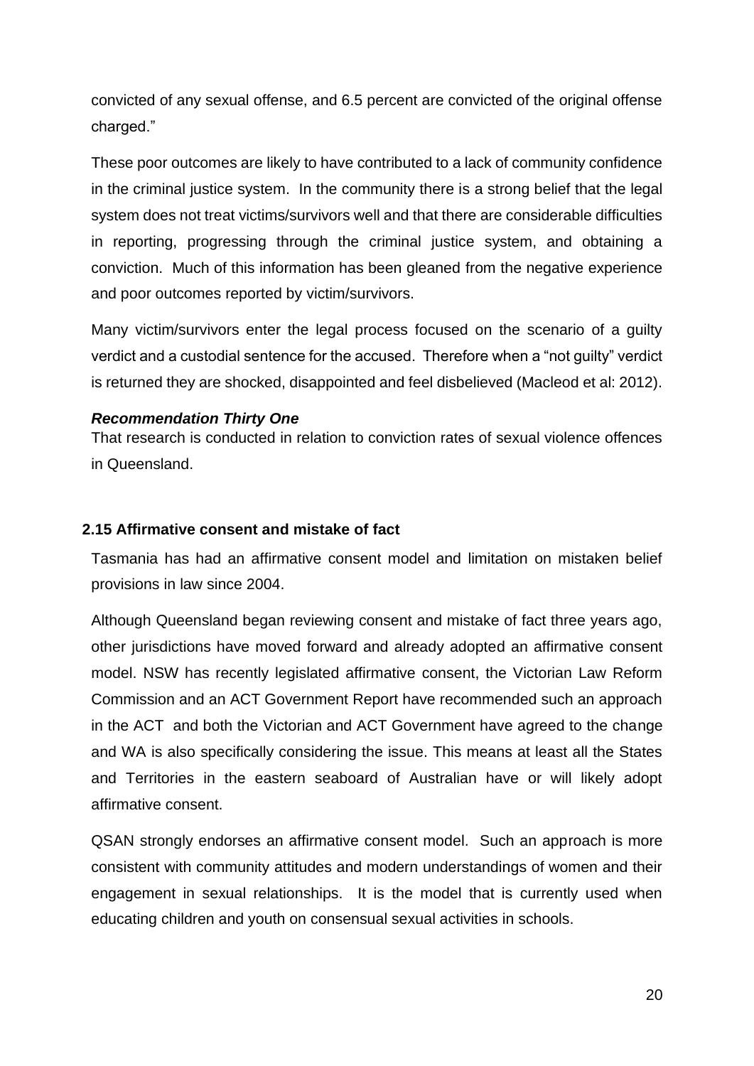convicted of any sexual offense, and 6.5 percent are convicted of the original offense charged."

These poor outcomes are likely to have contributed to a lack of community confidence in the criminal justice system. In the community there is a strong belief that the legal system does not treat victims/survivors well and that there are considerable difficulties in reporting, progressing through the criminal justice system, and obtaining a conviction. Much of this information has been gleaned from the negative experience and poor outcomes reported by victim/survivors.

Many victim/survivors enter the legal process focused on the scenario of a guilty verdict and a custodial sentence for the accused. Therefore when a "not guilty" verdict is returned they are shocked, disappointed and feel disbelieved (Macleod et al: 2012).

***Recommendation Thirty One***

That research is conducted in relation to conviction rates of sexual violence offences in Queensland.

## 2.15 Affirmative consent and mistake of fact

Tasmania has had an affirmative consent model and limitation on mistaken belief provisions in law since 2004.

Although Queensland began reviewing consent and mistake of fact three years ago, other jurisdictions have moved forward and already adopted an affirmative consent model. NSW has recently legislated affirmative consent, the Victorian Law Reform Commission and an ACT Government Report have recommended such an approach in the ACT and both the Victorian and ACT Government have agreed to the change and WA is also specifically considering the issue. This means at least all the States and Territories in the eastern seaboard of Australian have or will likely adopt affirmative consent.

QSAN strongly endorses an affirmative consent model. Such an approach is more consistent with community attitudes and modern understandings of women and their engagement in sexual relationships. It is the model that is currently used when educating children and youth on consensual sexual activities in schools.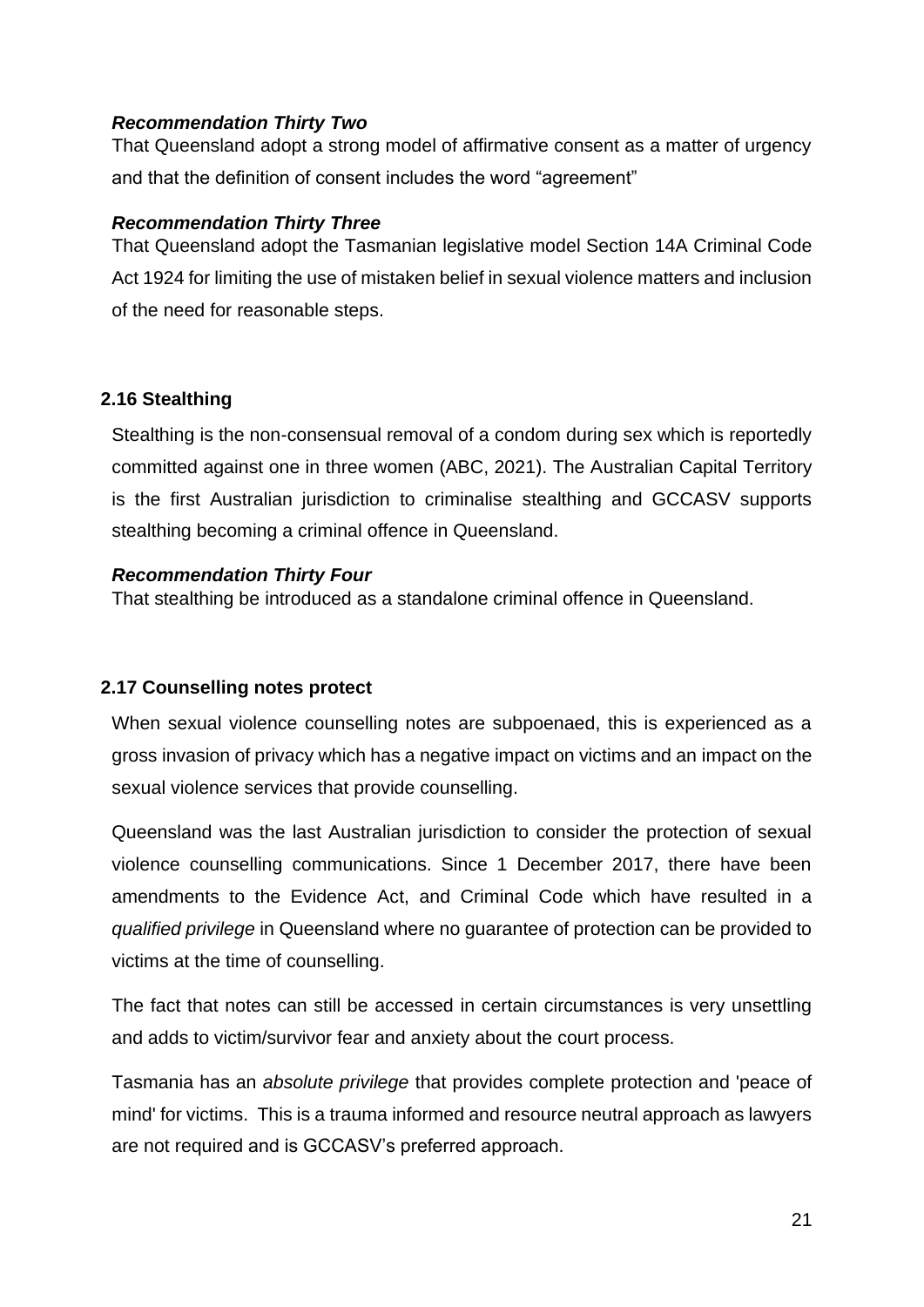***Recommendation Thirty Two***
That Queensland adopt a strong model of affirmative consent as a matter of urgency and that the definition of consent includes the word "agreement"

***Recommendation Thirty Three***
That Queensland adopt the Tasmanian legislative model Section 14A Criminal Code Act 1924 for limiting the use of mistaken belief in sexual violence matters and inclusion of the need for reasonable steps.

### 2.16 Stealthing

Stealthing is the non-consensual removal of a condom during sex which is reportedly committed against one in three women (ABC, 2021). The Australian Capital Territory is the first Australian jurisdiction to criminalise stealthing and GCCASV supports stealthing becoming a criminal offence in Queensland.

***Recommendation Thirty Four***
That stealthing be introduced as a standalone criminal offence in Queensland.

### 2.17 Counselling notes protect

When sexual violence counselling notes are subpoenaed, this is experienced as a gross invasion of privacy which has a negative impact on victims and an impact on the sexual violence services that provide counselling.

Queensland was the last Australian jurisdiction to consider the protection of sexual violence counselling communications. Since 1 December 2017, there have been amendments to the Evidence Act, and Criminal Code which have resulted in a *qualified privilege* in Queensland where no guarantee of protection can be provided to victims at the time of counselling.

The fact that notes can still be accessed in certain circumstances is very unsettling and adds to victim/survivor fear and anxiety about the court process.

Tasmania has an *absolute privilege* that provides complete protection and 'peace of mind' for victims. This is a trauma informed and resource neutral approach as lawyers are not required and is GCCASV's preferred approach.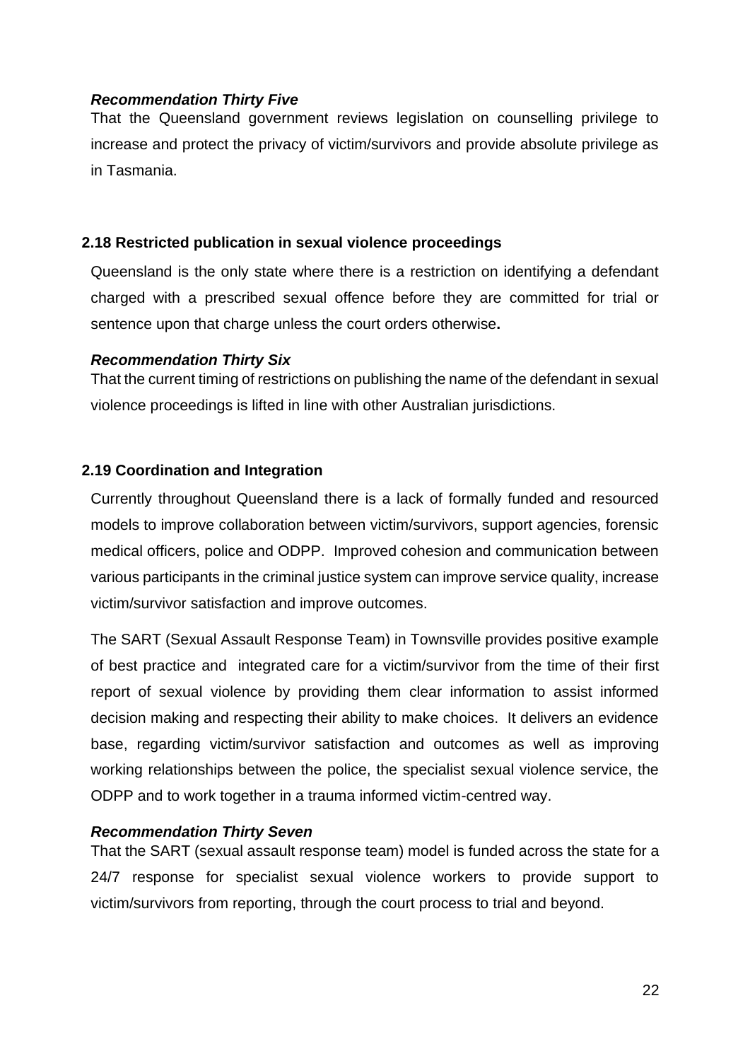***Recommendation Thirty Five***

That the Queensland government reviews legislation on counselling privilege to increase and protect the privacy of victim/survivors and provide absolute privilege as in Tasmania.

### 2.18 Restricted publication in sexual violence proceedings

Queensland is the only state where there is a restriction on identifying a defendant charged with a prescribed sexual offence before they are committed for trial or sentence upon that charge unless the court orders otherwise**.**

***Recommendation Thirty Six***

That the current timing of restrictions on publishing the name of the defendant in sexual violence proceedings is lifted in line with other Australian jurisdictions.

### 2.19 Coordination and Integration

Currently throughout Queensland there is a lack of formally funded and resourced models to improve collaboration between victim/survivors, support agencies, forensic medical officers, police and ODPP. Improved cohesion and communication between various participants in the criminal justice system can improve service quality, increase victim/survivor satisfaction and improve outcomes.

The SART (Sexual Assault Response Team) in Townsville provides positive example of best practice and integrated care for a victim/survivor from the time of their first report of sexual violence by providing them clear information to assist informed decision making and respecting their ability to make choices. It delivers an evidence base, regarding victim/survivor satisfaction and outcomes as well as improving working relationships between the police, the specialist sexual violence service, the ODPP and to work together in a trauma informed victim-centred way.

***Recommendation Thirty Seven***

That the SART (sexual assault response team) model is funded across the state for a 24/7 response for specialist sexual violence workers to provide support to victim/survivors from reporting, through the court process to trial and beyond.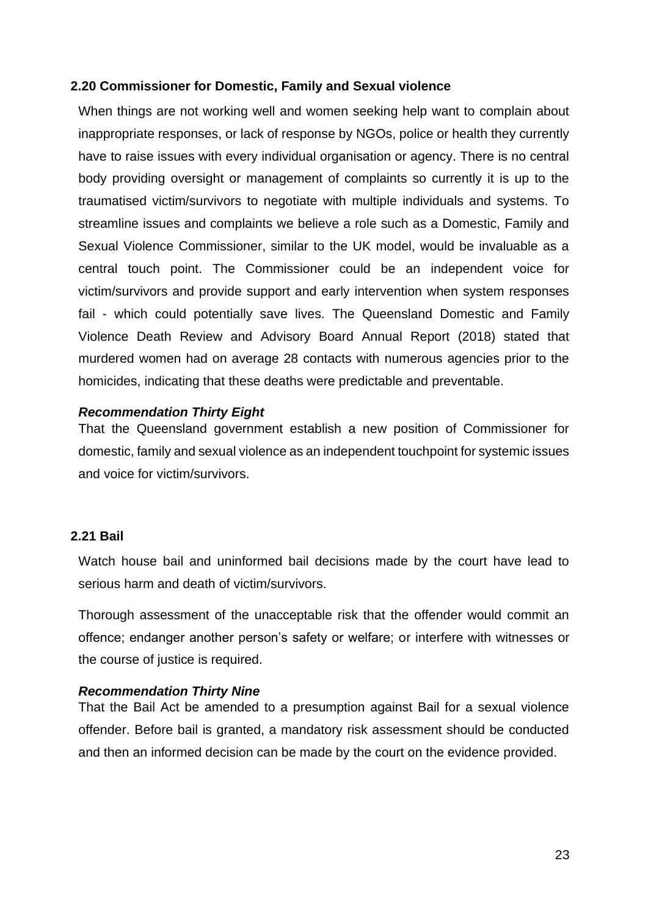### 2.20 Commissioner for Domestic, Family and Sexual violence

When things are not working well and women seeking help want to complain about inappropriate responses, or lack of response by NGOs, police or health they currently have to raise issues with every individual organisation or agency. There is no central body providing oversight or management of complaints so currently it is up to the traumatised victim/survivors to negotiate with multiple individuals and systems. To streamline issues and complaints we believe a role such as a Domestic, Family and Sexual Violence Commissioner, similar to the UK model, would be invaluable as a central touch point. The Commissioner could be an independent voice for victim/survivors and provide support and early intervention when system responses fail - which could potentially save lives. The Queensland Domestic and Family Violence Death Review and Advisory Board Annual Report (2018) stated that murdered women had on average 28 contacts with numerous agencies prior to the homicides, indicating that these deaths were predictable and preventable.

***Recommendation Thirty Eight***

That the Queensland government establish a new position of Commissioner for domestic, family and sexual violence as an independent touchpoint for systemic issues and voice for victim/survivors.

### 2.21 Bail

Watch house bail and uninformed bail decisions made by the court have lead to serious harm and death of victim/survivors.

Thorough assessment of the unacceptable risk that the offender would commit an offence; endanger another person's safety or welfare; or interfere with witnesses or the course of justice is required.

***Recommendation Thirty Nine***

That the Bail Act be amended to a presumption against Bail for a sexual violence offender. Before bail is granted, a mandatory risk assessment should be conducted and then an informed decision can be made by the court on the evidence provided.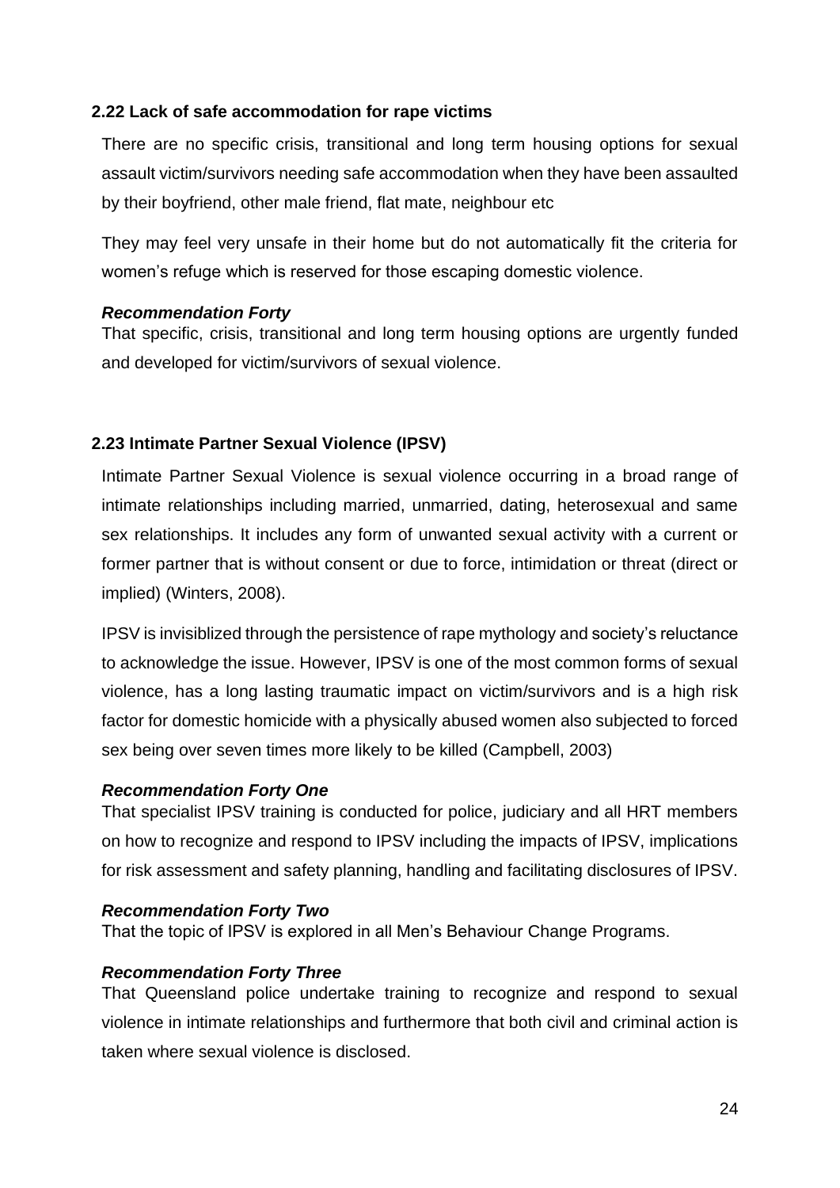### 2.22 Lack of safe accommodation for rape victims

There are no specific crisis, transitional and long term housing options for sexual assault victim/survivors needing safe accommodation when they have been assaulted by their boyfriend, other male friend, flat mate, neighbour etc

They may feel very unsafe in their home but do not automatically fit the criteria for women's refuge which is reserved for those escaping domestic violence.

***Recommendation Forty***

That specific, crisis, transitional and long term housing options are urgently funded and developed for victim/survivors of sexual violence.

### 2.23 Intimate Partner Sexual Violence (IPSV)

Intimate Partner Sexual Violence is sexual violence occurring in a broad range of intimate relationships including married, unmarried, dating, heterosexual and same sex relationships. It includes any form of unwanted sexual activity with a current or former partner that is without consent or due to force, intimidation or threat (direct or implied) (Winters, 2008).

IPSV is invisiblized through the persistence of rape mythology and society's reluctance to acknowledge the issue. However, IPSV is one of the most common forms of sexual violence, has a long lasting traumatic impact on victim/survivors and is a high risk factor for domestic homicide with a physically abused women also subjected to forced sex being over seven times more likely to be killed (Campbell, 2003)

***Recommendation Forty One***

That specialist IPSV training is conducted for police, judiciary and all HRT members on how to recognize and respond to IPSV including the impacts of IPSV, implications for risk assessment and safety planning, handling and facilitating disclosures of IPSV.

***Recommendation Forty Two***

That the topic of IPSV is explored in all Men's Behaviour Change Programs.

***Recommendation Forty Three***

That Queensland police undertake training to recognize and respond to sexual violence in intimate relationships and furthermore that both civil and criminal action is taken where sexual violence is disclosed.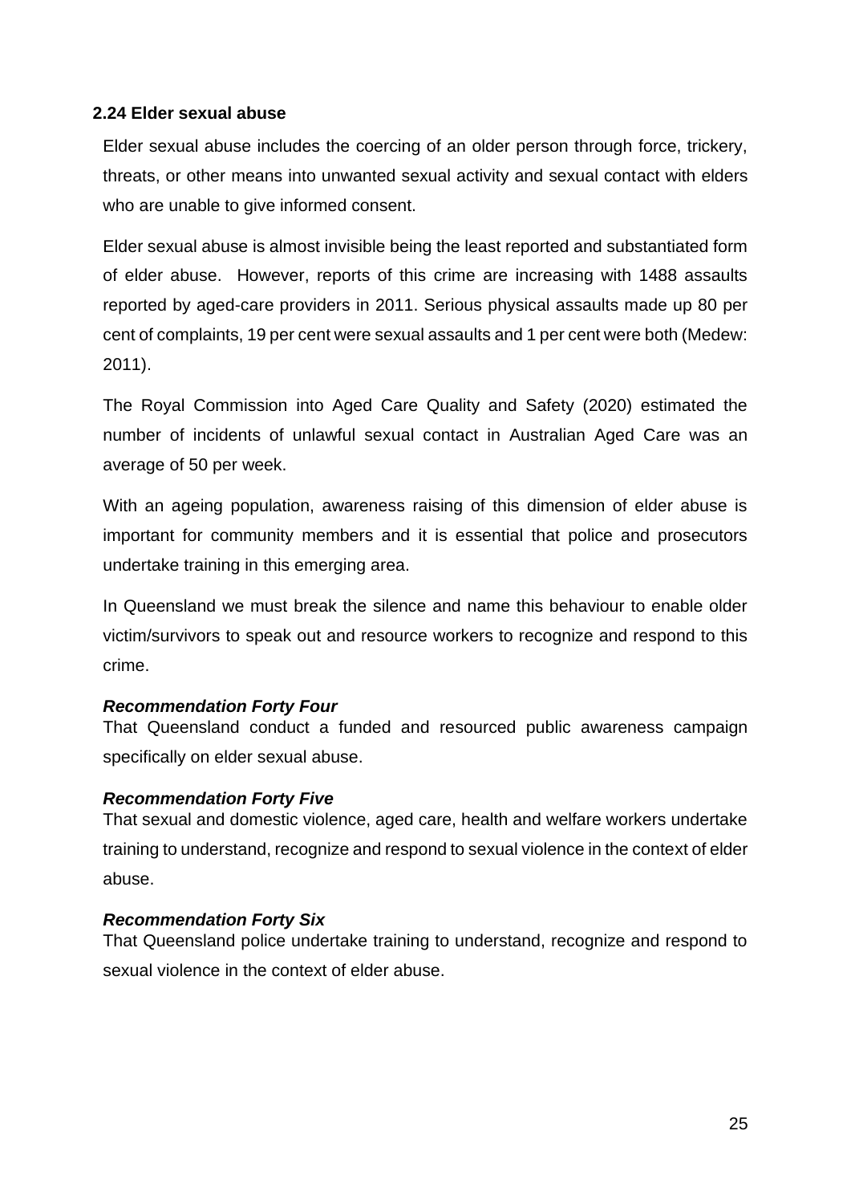### 2.24 Elder sexual abuse

Elder sexual abuse includes the coercing of an older person through force, trickery, threats, or other means into unwanted sexual activity and sexual contact with elders who are unable to give informed consent.

Elder sexual abuse is almost invisible being the least reported and substantiated form of elder abuse. However, reports of this crime are increasing with 1488 assaults reported by aged-care providers in 2011. Serious physical assaults made up 80 per cent of complaints, 19 per cent were sexual assaults and 1 per cent were both (Medew: 2011).

The Royal Commission into Aged Care Quality and Safety (2020) estimated the number of incidents of unlawful sexual contact in Australian Aged Care was an average of 50 per week.

With an ageing population, awareness raising of this dimension of elder abuse is important for community members and it is essential that police and prosecutors undertake training in this emerging area.

In Queensland we must break the silence and name this behaviour to enable older victim/survivors to speak out and resource workers to recognize and respond to this crime.

***Recommendation Forty Four***
That Queensland conduct a funded and resourced public awareness campaign specifically on elder sexual abuse.

***Recommendation Forty Five***
That sexual and domestic violence, aged care, health and welfare workers undertake training to understand, recognize and respond to sexual violence in the context of elder abuse.

***Recommendation Forty Six***
That Queensland police undertake training to understand, recognize and respond to sexual violence in the context of elder abuse.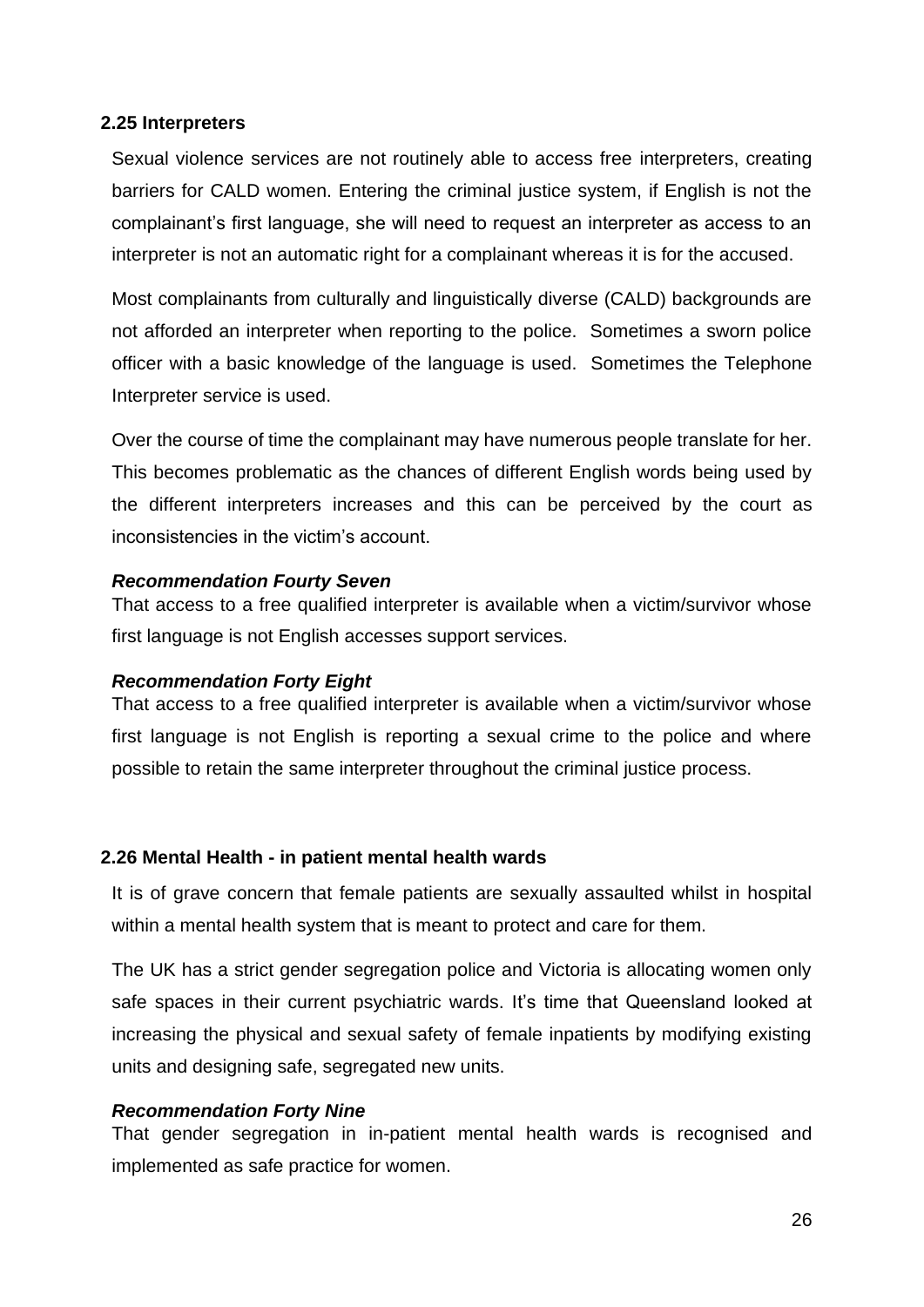## 2.25 Interpreters

Sexual violence services are not routinely able to access free interpreters, creating barriers for CALD women. Entering the criminal justice system, if English is not the complainant's first language, she will need to request an interpreter as access to an interpreter is not an automatic right for a complainant whereas it is for the accused.

Most complainants from culturally and linguistically diverse (CALD) backgrounds are not afforded an interpreter when reporting to the police. Sometimes a sworn police officer with a basic knowledge of the language is used. Sometimes the Telephone Interpreter service is used.

Over the course of time the complainant may have numerous people translate for her. This becomes problematic as the chances of different English words being used by the different interpreters increases and this can be perceived by the court as inconsistencies in the victim's account.

***Recommendation Fourty Seven***

That access to a free qualified interpreter is available when a victim/survivor whose first language is not English accesses support services.

***Recommendation Forty Eight***

That access to a free qualified interpreter is available when a victim/survivor whose first language is not English is reporting a sexual crime to the police and where possible to retain the same interpreter throughout the criminal justice process.

## 2.26 Mental Health - in patient mental health wards

It is of grave concern that female patients are sexually assaulted whilst in hospital within a mental health system that is meant to protect and care for them.

The UK has a strict gender segregation police and Victoria is allocating women only safe spaces in their current psychiatric wards. It's time that Queensland looked at increasing the physical and sexual safety of female inpatients by modifying existing units and designing safe, segregated new units.

***Recommendation Forty Nine***

That gender segregation in in-patient mental health wards is recognised and implemented as safe practice for women.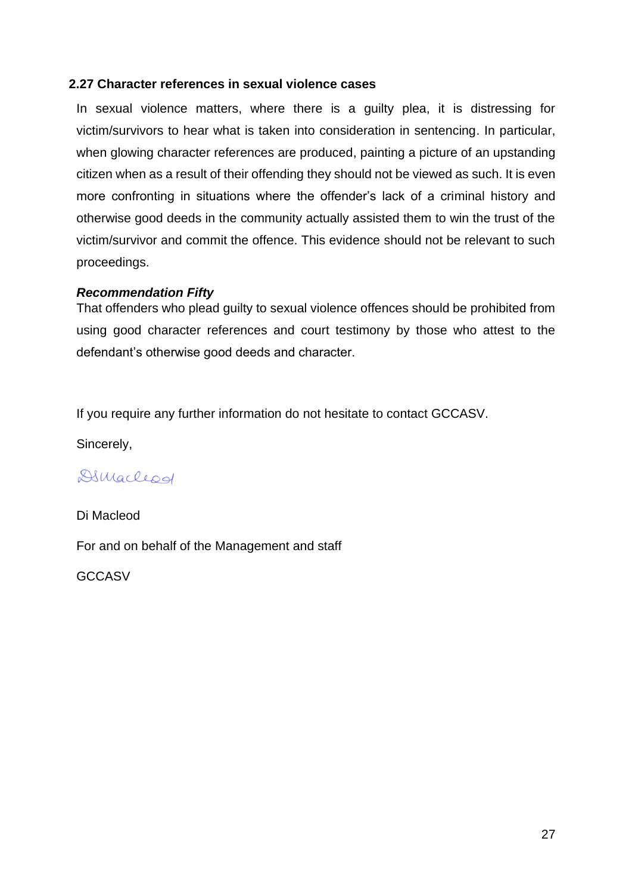### 2.27 Character references in sexual violence cases

In sexual violence matters, where there is a guilty plea, it is distressing for victim/survivors to hear what is taken into consideration in sentencing. In particular, when glowing character references are produced, painting a picture of an upstanding citizen when as a result of their offending they should not be viewed as such. It is even more confronting in situations where the offender's lack of a criminal history and otherwise good deeds in the community actually assisted them to win the trust of the victim/survivor and commit the offence. This evidence should not be relevant to such proceedings.

***Recommendation Fifty***

That offenders who plead guilty to sexual violence offences should be prohibited from using good character references and court testimony by those who attest to the defendant's otherwise good deeds and character.

If you require any further information do not hesitate to contact GCCASV.

Sincerely,

DMacleod

Di Macleod

For and on behalf of the Management and staff

GCCASV